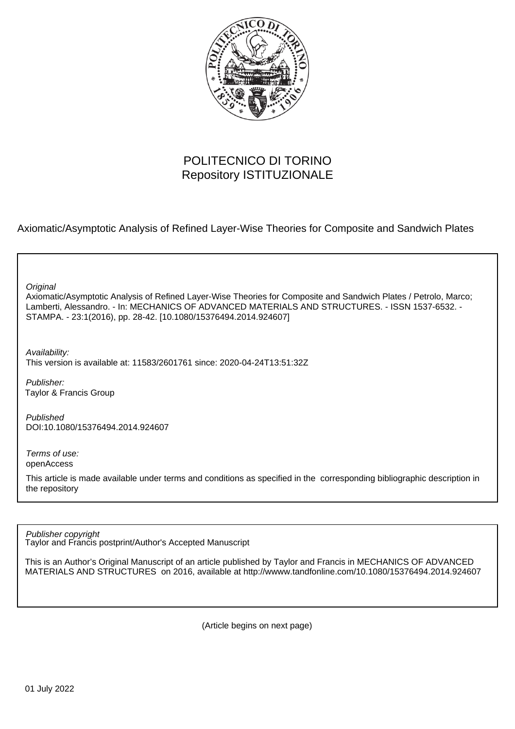POLITECNICO DI TORINO
Repository ISTITUZIONALE

Axiomatic/Asymptotic Analysis of Refined Layer-Wise Theories for Composite and Sandwich Plates

*Original*
Axiomatic/Asymptotic Analysis of Refined Layer-Wise Theories for Composite and Sandwich Plates / Petrolo, Marco; Lamberti, Alessandro. - In: MECHANICS OF ADVANCED MATERIALS AND STRUCTURES. - ISSN 1537-6532. - STAMPA. - 23:1(2016), pp. 28-42. [10.1080/15376494.2014.924607]

*Availability:*
This version is available at: 11583/2601761 since: 2020-04-24T13:51:32Z

*Publisher:*
Taylor & Francis Group

*Published*
DOI:10.1080/15376494.2014.924607

*Terms of use:*
openAccess

This article is made available under terms and conditions as specified in the corresponding bibliographic description in the repository

*Publisher copyright*
Taylor and Francis postprint/Author's Accepted Manuscript

This is an Author's Original Manuscript of an article published by Taylor and Francis in MECHANICS OF ADVANCED MATERIALS AND STRUCTURES on 2016, available at http://wwww.tandfonline.com/10.1080/15376494.2014.924607

(Article begins on next page)

01 July 2022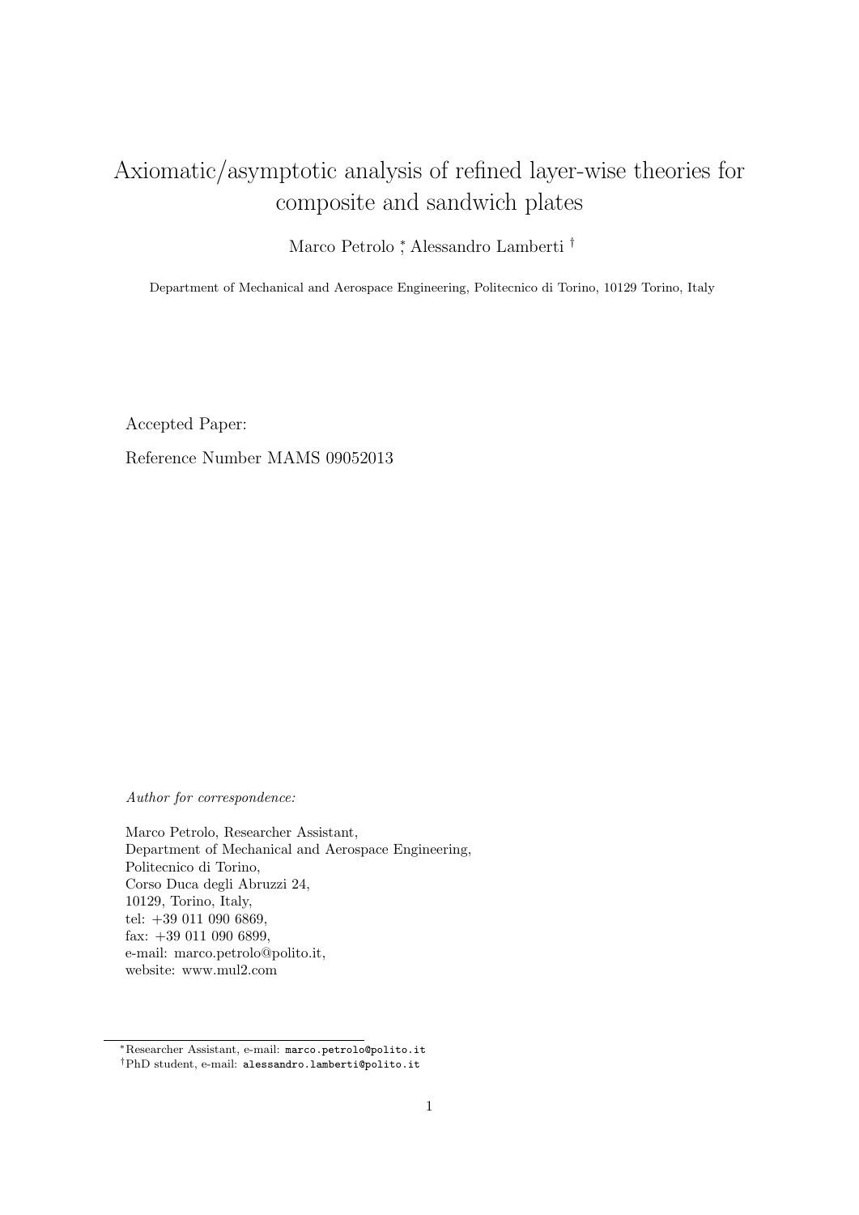# Axiomatic/asymptotic analysis of refined layer-wise theories for composite and sandwich plates

Marco Petrolo [*], Alessandro Lamberti [†]

Department of Mechanical and Aerospace Engineering, Politecnico di Torino, 10129 Torino, Italy

Accepted Paper:

Reference Number MAMS 09052013

*Author for correspondence:*

Marco Petrolo, Researcher Assistant,
Department of Mechanical and Aerospace Engineering,
Politecnico di Torino,
Corso Duca degli Abruzzi 24,
10129, Torino, Italy,
tel: +39 011 090 6869,
fax: +39 011 090 6899,
e-mail: marco.petrolo@polito.it,
website: www.mul2.com

[*] Researcher Assistant, e-mail: `marco.petrolo@polito.it`

[†] PhD student, e-mail: `alessandro.lamberti@polito.it`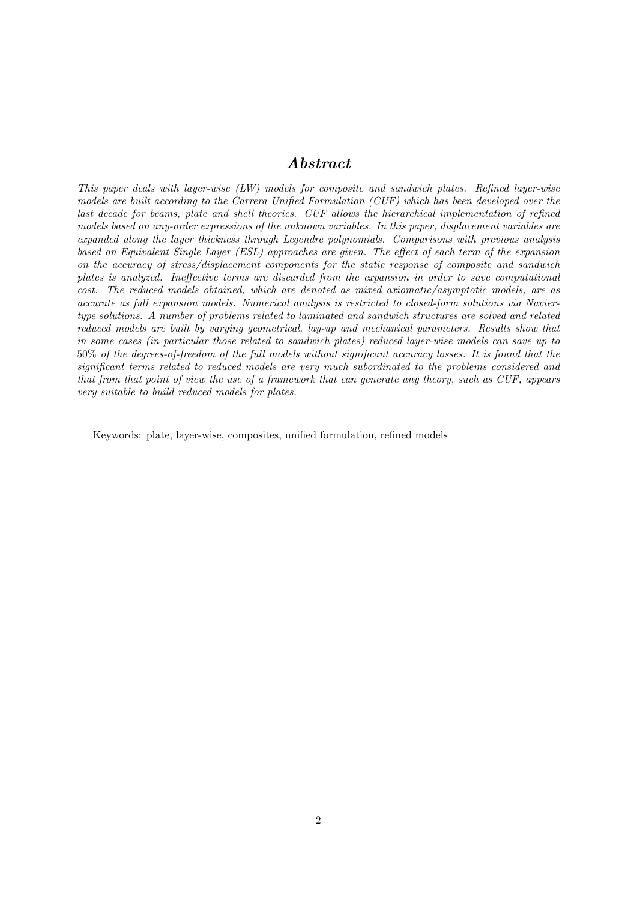## *Abstract*

*This paper deals with layer-wise (LW) models for composite and sandwich plates. Refined layer-wise models are built according to the Carrera Unified Formulation (CUF) which has been developed over the last decade for beams, plate and shell theories. CUF allows the hierarchical implementation of refined models based on any-order expressions of the unknown variables. In this paper, displacement variables are expanded along the layer thickness through Legendre polynomials. Comparisons with previous analysis based on Equivalent Single Layer (ESL) approaches are given. The effect of each term of the expansion on the accuracy of stress/displacement components for the static response of composite and sandwich plates is analyzed. Ineffective terms are discarded from the expansion in order to save computational cost. The reduced models obtained, which are denoted as mixed axiomatic/asymptotic models, are as accurate as full expansion models. Numerical analysis is restricted to closed-form solutions via Navier-type solutions. A number of problems related to laminated and sandwich structures are solved and related reduced models are built by varying geometrical, lay-up and mechanical parameters. Results show that in some cases (in particular those related to sandwich plates) reduced layer-wise models can save up to 50% of the degrees-of-freedom of the full models without significant accuracy losses. It is found that the significant terms related to reduced models are very much subordinated to the problems considered and that from that point of view the use of a framework that can generate any theory, such as CUF, appears very suitable to build reduced models for plates.*

Keywords: plate, layer-wise, composites, unified formulation, refined models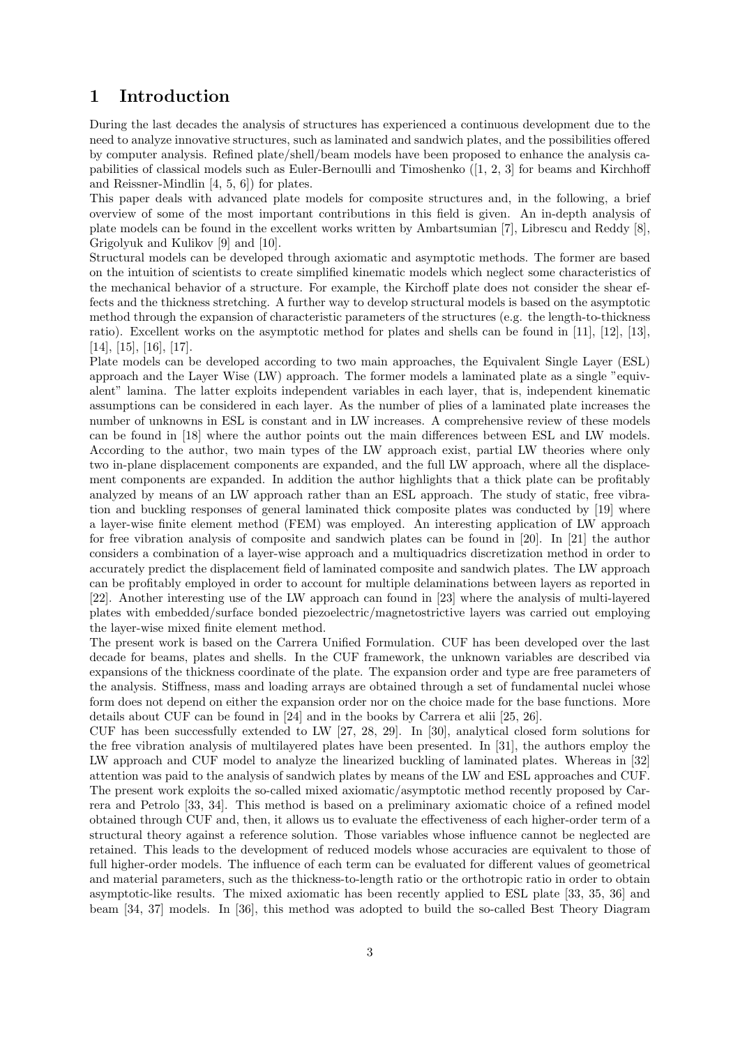# 1 Introduction

During the last decades the analysis of structures has experienced a continuous development due to the need to analyze innovative structures, such as laminated and sandwich plates, and the possibilities offered by computer analysis. Refined plate/shell/beam models have been proposed to enhance the analysis capabilities of classical models such as Euler-Bernoulli and Timoshenko ([1, 2, 3] for beams and Kirchhoff and Reissner-Mindlin [4, 5, 6]) for plates.

This paper deals with advanced plate models for composite structures and, in the following, a brief overview of some of the most important contributions in this field is given. An in-depth analysis of plate models can be found in the excellent works written by Ambartsumian [7], Librescu and Reddy [8], Grigolyuk and Kulikov [9] and [10].

Structural models can be developed through axiomatic and asymptotic methods. The former are based on the intuition of scientists to create simplified kinematic models which neglect some characteristics of the mechanical behavior of a structure. For example, the Kirchoff plate does not consider the shear effects and the thickness stretching. A further way to develop structural models is based on the asymptotic method through the expansion of characteristic parameters of the structures (e.g. the length-to-thickness ratio). Excellent works on the asymptotic method for plates and shells can be found in [11], [12], [13], [14], [15], [16], [17].

Plate models can be developed according to two main approaches, the Equivalent Single Layer (ESL) approach and the Layer Wise (LW) approach. The former models a laminated plate as a single "equivalent" lamina. The latter exploits independent variables in each layer, that is, independent kinematic assumptions can be considered in each layer. As the number of plies of a laminated plate increases the number of unknowns in ESL is constant and in LW increases. A comprehensive review of these models can be found in [18] where the author points out the main differences between ESL and LW models. According to the author, two main types of the LW approach exist, partial LW theories where only two in-plane displacement components are expanded, and the full LW approach, where all the displacement components are expanded. In addition the author highlights that a thick plate can be profitably analyzed by means of an LW approach rather than an ESL approach. The study of static, free vibration and buckling responses of general laminated thick composite plates was conducted by [19] where a layer-wise finite element method (FEM) was employed. An interesting application of LW approach for free vibration analysis of composite and sandwich plates can be found in [20]. In [21] the author considers a combination of a layer-wise approach and a multiquadrics discretization method in order to accurately predict the displacement field of laminated composite and sandwich plates. The LW approach can be profitably employed in order to account for multiple delaminations between layers as reported in [22]. Another interesting use of the LW approach can found in [23] where the analysis of multi-layered plates with embedded/surface bonded piezoelectric/magnetostrictive layers was carried out employing the layer-wise mixed finite element method.

The present work is based on the Carrera Unified Formulation. CUF has been developed over the last decade for beams, plates and shells. In the CUF framework, the unknown variables are described via expansions of the thickness coordinate of the plate. The expansion order and type are free parameters of the analysis. Stiffness, mass and loading arrays are obtained through a set of fundamental nuclei whose form does not depend on either the expansion order nor on the choice made for the base functions. More details about CUF can be found in [24] and in the books by Carrera et alii [25, 26].

CUF has been successfully extended to LW [27, 28, 29]. In [30], analytical closed form solutions for the free vibration analysis of multilayered plates have been presented. In [31], the authors employ the LW approach and CUF model to analyze the linearized buckling of laminated plates. Whereas in [32] attention was paid to the analysis of sandwich plates by means of the LW and ESL approaches and CUF. The present work exploits the so-called mixed axiomatic/asymptotic method recently proposed by Carrera and Petrolo [33, 34]. This method is based on a preliminary axiomatic choice of a refined model obtained through CUF and, then, it allows us to evaluate the effectiveness of each higher-order term of a structural theory against a reference solution. Those variables whose influence cannot be neglected are retained. This leads to the development of reduced models whose accuracies are equivalent to those of full higher-order models. The influence of each term can be evaluated for different values of geometrical and material parameters, such as the thickness-to-length ratio or the orthotropic ratio in order to obtain asymptotic-like results. The mixed axiomatic has been recently applied to ESL plate [33, 35, 36] and beam [34, 37] models. In [36], this method was adopted to build the so-called Best Theory Diagram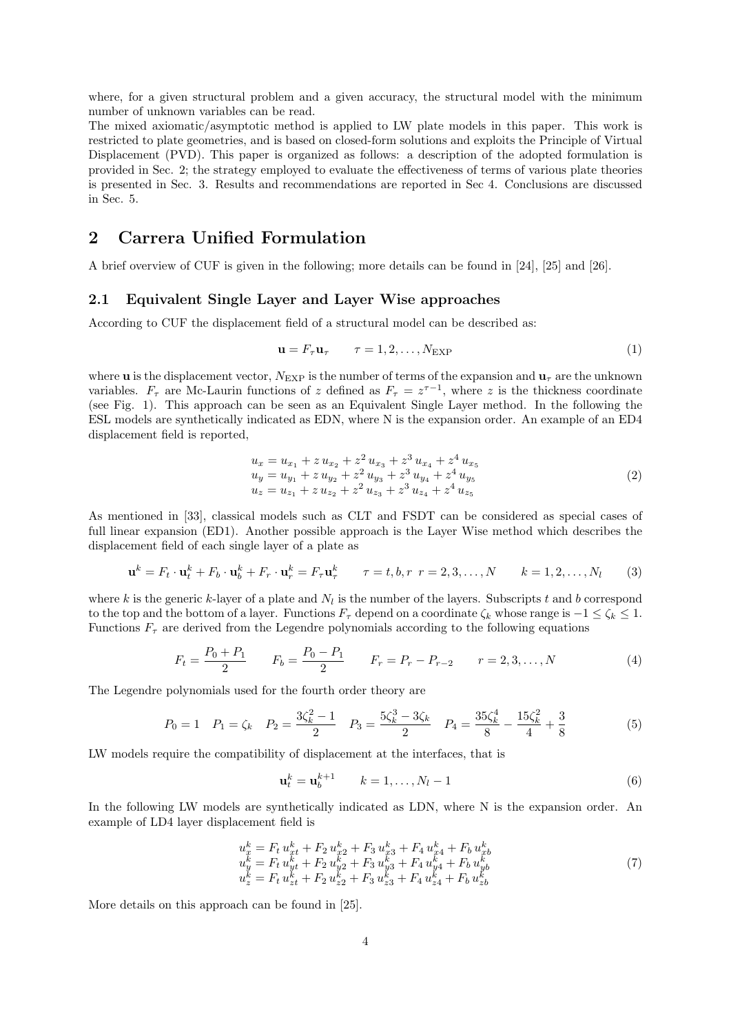where, for a given structural problem and a given accuracy, the structural model with the minimum number of unknown variables can be read.
The mixed axiomatic/asymptotic method is applied to LW plate models in this paper. This work is restricted to plate geometries, and is based on closed-form solutions and exploits the Principle of Virtual Displacement (PVD). This paper is organized as follows: a description of the adopted formulation is provided in Sec. 2; the strategy employed to evaluate the effectiveness of terms of various plate theories is presented in Sec. 3. Results and recommendations are reported in Sec 4. Conclusions are discussed in Sec. 5.

## 2 Carrera Unified Formulation

A brief overview of CUF is given in the following; more details can be found in [24], [25] and [26].

### 2.1 Equivalent Single Layer and Layer Wise approaches

According to CUF the displacement field of a structural model can be described as:

$$\mathbf{u} = F_\tau \mathbf{u}_\tau \qquad \tau = 1, 2, \ldots, N_{\text{EXP}} \tag{1}$$

where $\mathbf{u}$ is the displacement vector, $N_{\text{EXP}}$ is the number of terms of the expansion and $\mathbf{u}_\tau$ are the unknown variables. $F_\tau$ are Mc-Laurin functions of $z$ defined as $F_\tau = z^{\tau-1}$, where $z$ is the thickness coordinate (see Fig. 1). This approach can be seen as an Equivalent Single Layer method. In the following the ESL models are synthetically indicated as EDN, where N is the expansion order. An example of an ED4 displacement field is reported,

$$\begin{aligned}
u_x &= u_{x_1} + z\, u_{x_2} + z^2\, u_{x_3} + z^3\, u_{x_4} + z^4\, u_{x_5} \\
u_y &= u_{y_1} + z\, u_{y_2} + z^2\, u_{y_3} + z^3\, u_{y_4} + z^4\, u_{y_5} \\
u_z &= u_{z_1} + z\, u_{z_2} + z^2\, u_{z_3} + z^3\, u_{z_4} + z^4\, u_{z_5}
\end{aligned} \tag{2}$$

As mentioned in [33], classical models such as CLT and FSDT can be considered as special cases of full linear expansion (ED1). Another possible approach is the Layer Wise method which describes the displacement field of each single layer of a plate as

$$\mathbf{u}^k = F_t \cdot \mathbf{u}_t^k + F_b \cdot \mathbf{u}_b^k + F_r \cdot \mathbf{u}_r^k = F_\tau \mathbf{u}_\tau^k \qquad \tau = t, b, r \;\; r = 2, 3, \ldots, N \qquad k = 1, 2, \ldots, N_l \tag{3}$$

where $k$ is the generic $k$-layer of a plate and $N_l$ is the number of the layers. Subscripts $t$ and $b$ correspond to the top and the bottom of a layer. Functions $F_\tau$ depend on a coordinate $\zeta_k$ whose range is $-1 \le \zeta_k \le 1$. Functions $F_\tau$ are derived from the Legendre polynomials according to the following equations

$$F_t = \frac{P_0 + P_1}{2} \qquad F_b = \frac{P_0 - P_1}{2} \qquad F_r = P_r - P_{r-2} \qquad r = 2, 3, \ldots, N \tag{4}$$

The Legendre polynomials used for the fourth order theory are

$$P_0 = 1 \quad P_1 = \zeta_k \quad P_2 = \frac{3\zeta_k^2 - 1}{2} \quad P_3 = \frac{5\zeta_k^3 - 3\zeta_k}{2} \quad P_4 = \frac{35\zeta_k^4}{8} - \frac{15\zeta_k^2}{4} + \frac{3}{8} \tag{5}$$

LW models require the compatibility of displacement at the interfaces, that is

$$\mathbf{u}_t^k = \mathbf{u}_b^{k+1} \qquad k = 1, \ldots, N_l - 1 \tag{6}$$

In the following LW models are synthetically indicated as LDN, where N is the expansion order. An example of LD4 layer displacement field is

$$\begin{aligned}
u_x^k &= F_t\, u_{xt}^k + F_2\, u_{x2}^k + F_3\, u_{x3}^k + F_4\, u_{x4}^k + F_b\, u_{xb}^k \\
u_y^k &= F_t\, u_{yt}^k + F_2\, u_{y2}^k + F_3\, u_{y3}^k + F_4\, u_{y4}^k + F_b\, u_{yb}^k \\
u_z^k &= F_t\, u_{zt}^k + F_2\, u_{z2}^k + F_3\, u_{z3}^k + F_4\, u_{z4}^k + F_b\, u_{zb}^k
\end{aligned} \tag{7}$$

More details on this approach can be found in [25].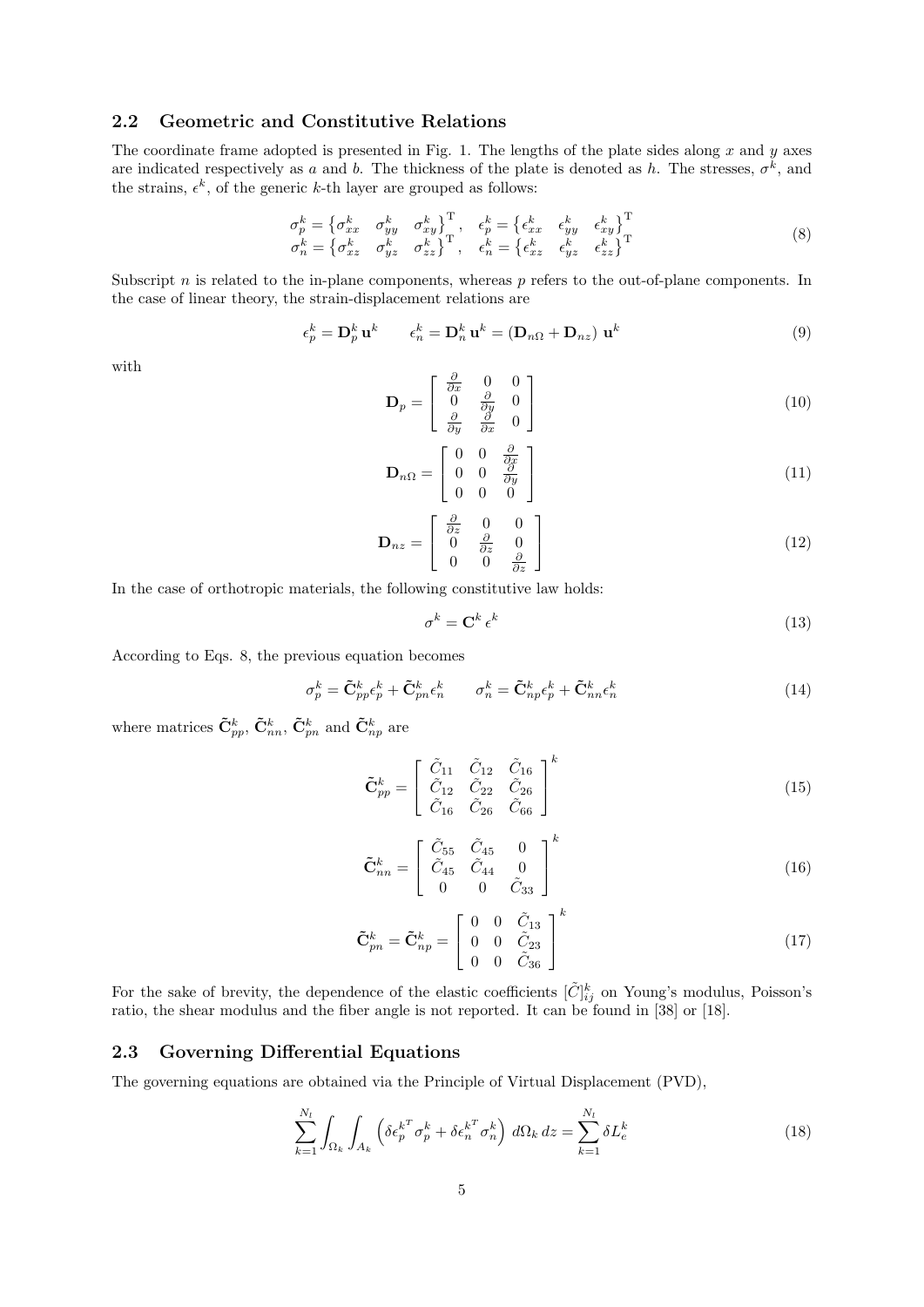## 2.2 Geometric and Constitutive Relations

The coordinate frame adopted is presented in Fig. 1. The lengths of the plate sides along $x$ and $y$ axes are indicated respectively as $a$ and $b$. The thickness of the plate is denoted as $h$. The stresses, $\sigma^k$, and the strains, $\epsilon^k$, of the generic $k$-th layer are grouped as follows:

$$
\begin{array}{ll}
\sigma_p^k = \left\{ \sigma_{xx}^k \quad \sigma_{yy}^k \quad \sigma_{xy}^k \right\}^{\mathrm{T}}, & \epsilon_p^k = \left\{ \epsilon_{xx}^k \quad \epsilon_{yy}^k \quad \epsilon_{xy}^k \right\}^{\mathrm{T}} \\
\sigma_n^k = \left\{ \sigma_{xz}^k \quad \sigma_{yz}^k \quad \sigma_{zz}^k \right\}^{\mathrm{T}}, & \epsilon_n^k = \left\{ \epsilon_{xz}^k \quad \epsilon_{yz}^k \quad \epsilon_{zz}^k \right\}^{\mathrm{T}}
\end{array}
\tag{8}
$$

Subscript $n$ is related to the in-plane components, whereas $p$ refers to the out-of-plane components. In the case of linear theory, the strain-displacement relations are

$$
\epsilon_p^k = \mathbf{D}_p^k \, \mathbf{u}^k \qquad \epsilon_n^k = \mathbf{D}_n^k \, \mathbf{u}^k = \left( \mathbf{D}_{n\Omega} + \mathbf{D}_{nz} \right) \, \mathbf{u}^k \tag{9}
$$

with

$$
\mathbf{D}_p = \begin{bmatrix} \frac{\partial}{\partial x} & 0 & 0 \\ 0 & \frac{\partial}{\partial y} & 0 \\ \frac{\partial}{\partial y} & \frac{\partial}{\partial x} & 0 \end{bmatrix} \tag{10}
$$

$$
\mathbf{D}_{n\Omega} = \begin{bmatrix} 0 & 0 & \frac{\partial}{\partial x} \\ 0 & 0 & \frac{\partial}{\partial y} \\ 0 & 0 & 0 \end{bmatrix} \tag{11}
$$

$$
\mathbf{D}_{nz} = \begin{bmatrix} \frac{\partial}{\partial z} & 0 & 0 \\ 0 & \frac{\partial}{\partial z} & 0 \\ 0 & 0 & \frac{\partial}{\partial z} \end{bmatrix} \tag{12}
$$

In the case of orthotropic materials, the following constitutive law holds:

$$
\sigma^k = \mathbf{C}^k \, \epsilon^k \tag{13}
$$

According to Eqs. 8, the previous equation becomes

$$
\sigma_p^k = \tilde{\mathbf{C}}_{pp}^k \epsilon_p^k + \tilde{\mathbf{C}}_{pn}^k \epsilon_n^k \qquad \sigma_n^k = \tilde{\mathbf{C}}_{np}^k \epsilon_p^k + \tilde{\mathbf{C}}_{nn}^k \epsilon_n^k \tag{14}
$$

where matrices $\tilde{\mathbf{C}}_{pp}^k$, $\tilde{\mathbf{C}}_{nn}^k$, $\tilde{\mathbf{C}}_{pn}^k$ and $\tilde{\mathbf{C}}_{np}^k$ are

$$
\tilde{\mathbf{C}}_{pp}^k = \begin{bmatrix} \tilde{C}_{11} & \tilde{C}_{12} & \tilde{C}_{16} \\ \tilde{C}_{12} & \tilde{C}_{22} & \tilde{C}_{26} \\ \tilde{C}_{16} & \tilde{C}_{26} & \tilde{C}_{66} \end{bmatrix}^k \tag{15}
$$

$$
\tilde{\mathbf{C}}_{nn}^k = \begin{bmatrix} \tilde{C}_{55} & \tilde{C}_{45} & 0 \\ \tilde{C}_{45} & \tilde{C}_{44} & 0 \\ 0 & 0 & \tilde{C}_{33} \end{bmatrix}^k \tag{16}
$$

$$
\tilde{\mathbf{C}}_{pn}^k = \tilde{\mathbf{C}}_{np}^k = \begin{bmatrix} 0 & 0 & \tilde{C}_{13} \\ 0 & 0 & \tilde{C}_{23} \\ 0 & 0 & \tilde{C}_{36} \end{bmatrix}^k \tag{17}
$$

For the sake of brevity, the dependence of the elastic coefficients $[\tilde{C}]_{ij}^k$ on Young's modulus, Poisson's ratio, the shear modulus and the fiber angle is not reported. It can be found in [38] or [18].

## 2.3 Governing Differential Equations

The governing equations are obtained via the Principle of Virtual Displacement (PVD),

$$
\sum_{k=1}^{N_l} \int_{\Omega_k} \int_{A_k} \left( \delta \epsilon_p^{k^T} \, \sigma_p^k + \delta \epsilon_n^{k^T} \, \sigma_n^k \right) \, d\Omega_k \, dz = \sum_{k=1}^{N_l} \delta L_e^k \tag{18}
$$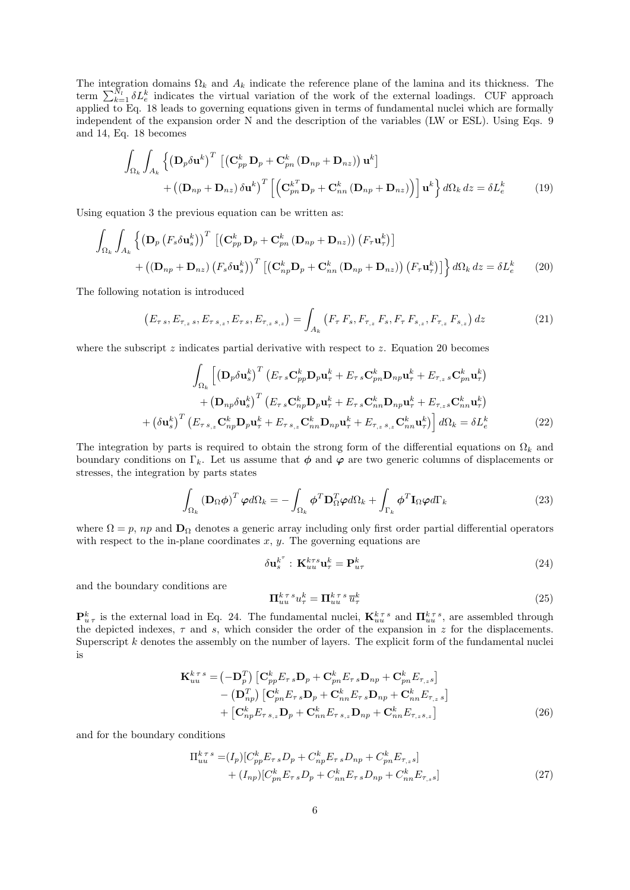The integration domains $\Omega_k$ and $A_k$ indicate the reference plane of the lamina and its thickness. The term $\sum_{k=1}^{N_l} \delta L_e^k$ indicates the virtual variation of the work of the external loadings. CUF approach applied to Eq. 18 leads to governing equations given in terms of fundamental nuclei which are formally independent of the expansion order N and the description of the variables (LW or ESL). Using Eqs. 9 and 14, Eq. 18 becomes

$$
\begin{aligned}
\int_{\Omega_k} \int_{A_k} \Big\{ \left(\mathbf{D}_p \delta \mathbf{u}^k\right)^T \left[ \left(\mathbf{C}_{pp}^k \, \mathbf{D}_p + \mathbf{C}_{pn}^k \left(\mathbf{D}_{np} + \mathbf{D}_{nz}\right)\right) \mathbf{u}^k \right] \\
+ \left(\left(\mathbf{D}_{np} + \mathbf{D}_{nz}\right) \delta \mathbf{u}^k\right)^T \left[ \left(\mathbf{C}_{pn}^{k^T} \mathbf{D}_p + \mathbf{C}_{nn}^k \left(\mathbf{D}_{np} + \mathbf{D}_{nz}\right)\right) \right] \mathbf{u}^k \Big\} \, d\Omega_k \, dz = \delta L_e^k
\end{aligned} \tag{19}
$$

Using equation 3 the previous equation can be written as:

$$
\begin{aligned}
\int_{\Omega_k} \int_{A_k} \Big\{ \left(\mathbf{D}_p \left(F_s \delta \mathbf{u}_s^k\right)\right)^T \left[ \left(\mathbf{C}_{pp}^k \, \mathbf{D}_p + \mathbf{C}_{pn}^k \left(\mathbf{D}_{np} + \mathbf{D}_{nz}\right)\right) \left(F_\tau \mathbf{u}_\tau^k\right) \right] \\
+ \left(\left(\mathbf{D}_{np} + \mathbf{D}_{nz}\right) \left(F_s \delta \mathbf{u}_s^k\right)\right)^T \left[ \left(\mathbf{C}_{np}^k \mathbf{D}_p + \mathbf{C}_{nn}^k \left(\mathbf{D}_{np} + \mathbf{D}_{nz}\right)\right) \left(F_\tau \mathbf{u}_\tau^k\right) \right] \Big\} \, d\Omega_k \, dz = \delta L_e^k
\end{aligned} \tag{20}
$$

The following notation is introduced

$$
\left(E_{\tau\, s}, E_{\tau_{,z}\, s}, E_{\tau\, s_{,z}}, E_{\tau\, s}, E_{\tau_{,z}\, s_{,z}}\right) = \int_{A_k} \left(F_\tau \, F_s, F_{\tau_{,z}} \, F_s, F_\tau \, F_{s_{,z}}, F_{\tau_{,z}} \, F_{s_{,z}}\right) dz \tag{21}
$$

where the subscript $z$ indicates partial derivative with respect to $z$. Equation 20 becomes

$$
\begin{aligned}
\int_{\Omega_k} \Big[ \left(\mathbf{D}_p \delta \mathbf{u}_s^k\right)^T \left( E_{\tau\, s} \mathbf{C}_{pp}^k \mathbf{D}_p \mathbf{u}_\tau^k + E_{\tau\, s} \mathbf{C}_{pn}^k \mathbf{D}_{np} \mathbf{u}_\tau^k + E_{\tau_{,z}\, s} \mathbf{C}_{pn}^k \mathbf{u}_\tau^k \right) \\
+ \left(\mathbf{D}_{np} \delta \mathbf{u}_s^k\right)^T \left( E_{\tau\, s} \mathbf{C}_{np}^k \mathbf{D}_p \mathbf{u}_\tau^k + E_{\tau\, s} \mathbf{C}_{nn}^k \mathbf{D}_{np} \mathbf{u}_\tau^k + E_{\tau_{,z} s} \mathbf{C}_{nn}^k \mathbf{u}_\tau^k \right) \\
+ \left(\delta \mathbf{u}_s^k\right)^T \left( E_{\tau\, s_{,z}} \mathbf{C}_{np}^k \mathbf{D}_p \mathbf{u}_\tau^k + E_{\tau\, s_{,z}} \mathbf{C}_{nn}^k \mathbf{D}_{np} \mathbf{u}_\tau^k + E_{\tau_{,z}\, s_{,z}} \mathbf{C}_{nn}^k \mathbf{u}_\tau^k \right) \Big] d\Omega_k = \delta L_e^k
\end{aligned} \tag{22}
$$

The integration by parts is required to obtain the strong form of the differential equations on $\Omega_k$ and boundary conditions on $\Gamma_k$. Let us assume that $\boldsymbol{\phi}$ and $\boldsymbol{\varphi}$ are two generic columns of displacements or stresses, the integration by parts states

$$
\int_{\Omega_k} \left(\mathbf{D}_\Omega \boldsymbol{\phi}\right)^T \boldsymbol{\varphi} d\Omega_k = - \int_{\Omega_k} \boldsymbol{\phi}^T \mathbf{D}_\Omega^T \boldsymbol{\varphi} d\Omega_k + \int_{\Gamma_k} \boldsymbol{\phi}^T \mathbf{I}_\Omega \boldsymbol{\varphi} d\Gamma_k \tag{23}
$$

where $\Omega = p$, $np$ and $\mathbf{D}_\Omega$ denotes a generic array including only first order partial differential operators with respect to the in-plane coordinates $x$, $y$. The governing equations are

$$
\delta \mathbf{u}_s^{k^\tau} : \, \mathbf{K}_{uu}^{k\tau s} \mathbf{u}_\tau^k = \mathbf{P}_{u\tau}^k \tag{24}
$$

and the boundary conditions are

$$
\mathbf{\Pi}_{uu}^{k\,\tau\, s} u_\tau^k = \mathbf{\Pi}_{uu}^{k\,\tau\, s} \, \overline{u}_\tau^k \tag{25}
$$

$\mathbf{P}_{u\,\tau}^k$ is the external load in Eq. 24. The fundamental nuclei, $\mathbf{K}_{uu}^{k\,\tau\, s}$ and $\mathbf{\Pi}_{uu}^{k\,\tau\, s}$, are assembled through the depicted indexes, $\tau$ and $s$, which consider the order of the expansion in $z$ for the displacements. Superscript $k$ denotes the assembly on the number of layers. The explicit form of the fundamental nuclei is

$$
\begin{aligned}
\mathbf{K}_{uu}^{k\,\tau\, s} = & \left(-\mathbf{D}_p^T\right) \left[ \mathbf{C}_{pp}^k E_{\tau\, s} \mathbf{D}_p + \mathbf{C}_{pn}^k E_{\tau\, s} \mathbf{D}_{np} + \mathbf{C}_{pn}^k E_{\tau_{,z} s} \right] \\
& - \left(\mathbf{D}_{np}^T\right) \left[ \mathbf{C}_{pn}^k E_{\tau\, s} \mathbf{D}_p + \mathbf{C}_{nn}^k E_{\tau\, s} \mathbf{D}_{np} + \mathbf{C}_{nn}^k E_{\tau_{,z}\, s} \right] \\
& + \left[ \mathbf{C}_{np}^k E_{\tau\, s_{,z}} \mathbf{D}_p + \mathbf{C}_{nn}^k E_{\tau\, s_{,z}} \mathbf{D}_{np} + \mathbf{C}_{nn}^k E_{\tau_{,z} s_{,z}} \right]
\end{aligned} \tag{26}
$$

and for the boundary conditions

$$
\begin{aligned}
\Pi_{uu}^{k\,\tau\, s} = & (I_p) [C_{pp}^k E_{\tau\, s} D_p + C_{np}^k E_{\tau\, s} D_{np} + C_{pn}^k E_{\tau_{,z} s}] \\
& + (I_{np}) [C_{pn}^k E_{\tau\, s} D_p + C_{nn}^k E_{\tau\, s} D_{np} + C_{nn}^k E_{\tau_{,s} s}]
\end{aligned} \tag{27}
$$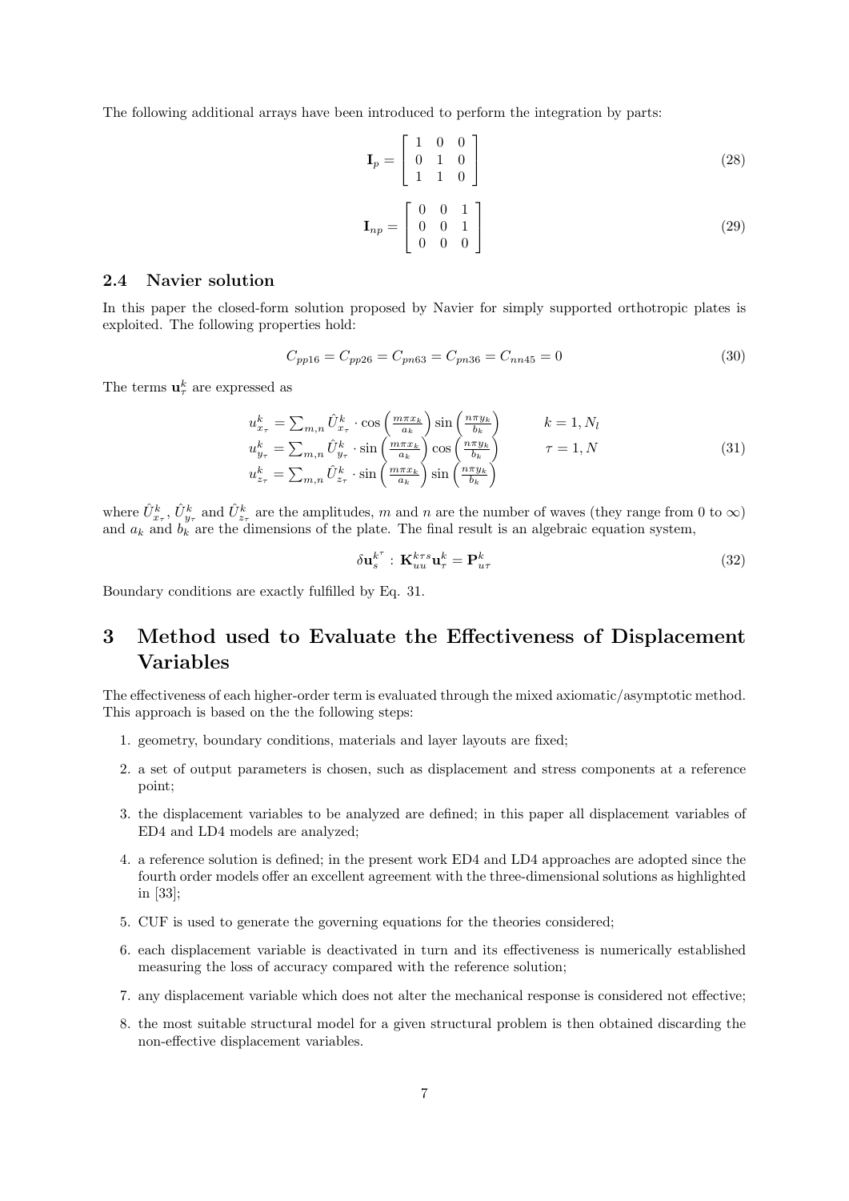The following additional arrays have been introduced to perform the integration by parts:

$$
\mathbf{I}_p = \begin{bmatrix} 1 & 0 & 0 \\ 0 & 1 & 0 \\ 1 & 1 & 0 \end{bmatrix} \tag{28}
$$

$$
\mathbf{I}_{np} = \begin{bmatrix} 0 & 0 & 1 \\ 0 & 0 & 1 \\ 0 & 0 & 0 \end{bmatrix} \tag{29}
$$

### 2.4 Navier solution

In this paper the closed-form solution proposed by Navier for simply supported orthotropic plates is exploited. The following properties hold:

$$
C_{pp16} = C_{pp26} = C_{pn63} = C_{pn36} = C_{nn45} = 0 \tag{30}
$$

The terms $\mathbf{u}_\tau^k$ are expressed as

$$
\begin{aligned}
u_{x_\tau}^k &= \sum_{m,n} \hat{U}_{x_\tau}^k \cdot \cos\left(\frac{m\pi x_k}{a_k}\right) \sin\left(\frac{n\pi y_k}{b_k}\right) \qquad & k = 1, N_l \\
u_{y_\tau}^k &= \sum_{m,n} \hat{U}_{y_\tau}^k \cdot \sin\left(\frac{m\pi x_k}{a_k}\right) \cos\left(\frac{n\pi y_k}{b_k}\right) \qquad & \tau = 1, N \\
u_{z_\tau}^k &= \sum_{m,n} \hat{U}_{z_\tau}^k \cdot \sin\left(\frac{m\pi x_k}{a_k}\right) \sin\left(\frac{n\pi y_k}{b_k}\right) &
\end{aligned} \tag{31}
$$

where $\hat{U}_{x_\tau}^k$, $\hat{U}_{y_\tau}^k$ and $\hat{U}_{z_\tau}^k$ are the amplitudes, $m$ and $n$ are the number of waves (they range from 0 to $\infty$) and $a_k$ and $b_k$ are the dimensions of the plate. The final result is an algebraic equation system,

$$
\delta \mathbf{u}_s^{k^\tau} : \mathbf{K}_{uu}^{k\tau s} \mathbf{u}_\tau^k = \mathbf{P}_{u\tau}^k \tag{32}
$$

Boundary conditions are exactly fulfilled by Eq. 31.

## 3 Method used to Evaluate the Effectiveness of Displacement Variables

The effectiveness of each higher-order term is evaluated through the mixed axiomatic/asymptotic method. This approach is based on the the following steps:

1. geometry, boundary conditions, materials and layer layouts are fixed;
2. a set of output parameters is chosen, such as displacement and stress components at a reference point;
3. the displacement variables to be analyzed are defined; in this paper all displacement variables of ED4 and LD4 models are analyzed;
4. a reference solution is defined; in the present work ED4 and LD4 approaches are adopted since the fourth order models offer an excellent agreement with the three-dimensional solutions as highlighted in [33];
5. CUF is used to generate the governing equations for the theories considered;
6. each displacement variable is deactivated in turn and its effectiveness is numerically established measuring the loss of accuracy compared with the reference solution;
7. any displacement variable which does not alter the mechanical response is considered not effective;
8. the most suitable structural model for a given structural problem is then obtained discarding the non-effective displacement variables.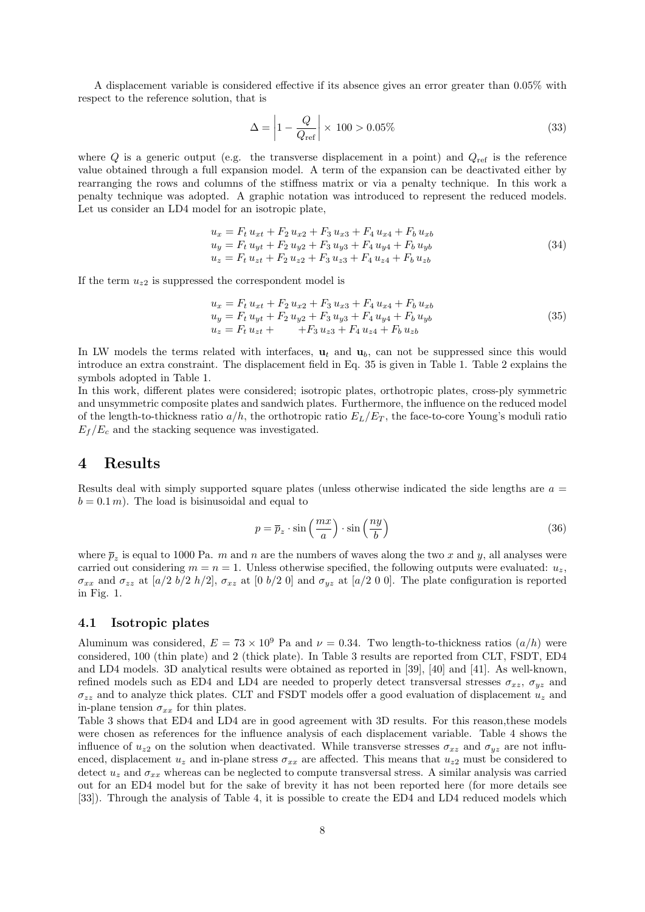A displacement variable is considered effective if its absence gives an error greater than 0.05% with respect to the reference solution, that is

$$\Delta = \left| 1 - \frac{Q}{Q_{\text{ref}}} \right| \times 100 > 0.05\% \tag{33}$$

where $Q$ is a generic output (e.g. the transverse displacement in a point) and $Q_{\text{ref}}$ is the reference value obtained through a full expansion model. A term of the expansion can be deactivated either by rearranging the rows and columns of the stiffness matrix or via a penalty technique. In this work a penalty technique was adopted. A graphic notation was introduced to represent the reduced models. Let us consider an LD4 model for an isotropic plate,

$$\begin{aligned}
u_x &= F_t\, u_{xt} + F_2\, u_{x2} + F_3\, u_{x3} + F_4\, u_{x4} + F_b\, u_{xb} \\
u_y &= F_t\, u_{yt} + F_2\, u_{y2} + F_3\, u_{y3} + F_4\, u_{y4} + F_b\, u_{yb} \\
u_z &= F_t\, u_{zt} + F_2\, u_{z2} + F_3\, u_{z3} + F_4\, u_{z4} + F_b\, u_{zb}
\end{aligned} \tag{34}$$

If the term $u_{z2}$ is suppressed the correspondent model is

$$\begin{aligned}
u_x &= F_t\, u_{xt} + F_2\, u_{x2} + F_3\, u_{x3} + F_4\, u_{x4} + F_b\, u_{xb} \\
u_y &= F_t\, u_{yt} + F_2\, u_{y2} + F_3\, u_{y3} + F_4\, u_{y4} + F_b\, u_{yb} \\
u_z &= F_t\, u_{zt} + \qquad + F_3\, u_{z3} + F_4\, u_{z4} + F_b\, u_{zb}
\end{aligned} \tag{35}$$

In LW models the terms related with interfaces, $\mathbf{u}_t$ and $\mathbf{u}_b$, can not be suppressed since this would introduce an extra constraint. The displacement field in Eq. 35 is given in Table 1. Table 2 explains the symbols adopted in Table 1.

In this work, different plates were considered; isotropic plates, orthotropic plates, cross-ply symmetric and unsymmetric composite plates and sandwich plates. Furthermore, the influence on the reduced model of the length-to-thickness ratio $a/h$, the orthotropic ratio $E_L/E_T$, the face-to-core Young's moduli ratio $E_f/E_c$ and the stacking sequence was investigated.

# 4 Results

Results deal with simply supported square plates (unless otherwise indicated the side lengths are $a = b = 0.1\,m$). The load is bisinusoidal and equal to

$$p = \overline{p}_z \cdot \sin\left(\frac{mx}{a}\right) \cdot \sin\left(\frac{ny}{b}\right) \tag{36}$$

where $\overline{p}_z$ is equal to 1000 Pa. $m$ and $n$ are the numbers of waves along the two $x$ and $y$, all analyses were carried out considering $m = n = 1$. Unless otherwise specified, the following outputs were evaluated: $u_z$, $\sigma_{xx}$ and $\sigma_{zz}$ at $[a/2\ b/2\ h/2]$, $\sigma_{xz}$ at $[0\ b/2\ 0]$ and $\sigma_{yz}$ at $[a/2\ 0\ 0]$. The plate configuration is reported in Fig. 1.

## 4.1 Isotropic plates

Aluminum was considered, $E = 73 \times 10^9$ Pa and $\nu = 0.34$. Two length-to-thickness ratios ($a/h$) were considered, 100 (thin plate) and 2 (thick plate). In Table 3 results are reported from CLT, FSDT, ED4 and LD4 models. 3D analytical results were obtained as reported in [39], [40] and [41]. As well-known, refined models such as ED4 and LD4 are needed to properly detect transversal stresses $\sigma_{xz}$, $\sigma_{yz}$ and $\sigma_{zz}$ and to analyze thick plates. CLT and FSDT models offer a good evaluation of displacement $u_z$ and in-plane tension $\sigma_{xx}$ for thin plates.

Table 3 shows that ED4 and LD4 are in good agreement with 3D results. For this reason,these models were chosen as references for the influence analysis of each displacement variable. Table 4 shows the influence of $u_{z2}$ on the solution when deactivated. While transverse stresses $\sigma_{xz}$ and $\sigma_{yz}$ are not influenced, displacement $u_z$ and in-plane stress $\sigma_{xx}$ are affected. This means that $u_{z2}$ must be considered to detect $u_z$ and $\sigma_{xx}$ whereas can be neglected to compute transversal stress. A similar analysis was carried out for an ED4 model but for the sake of brevity it has not been reported here (for more details see [33]). Through the analysis of Table 4, it is possible to create the ED4 and LD4 reduced models which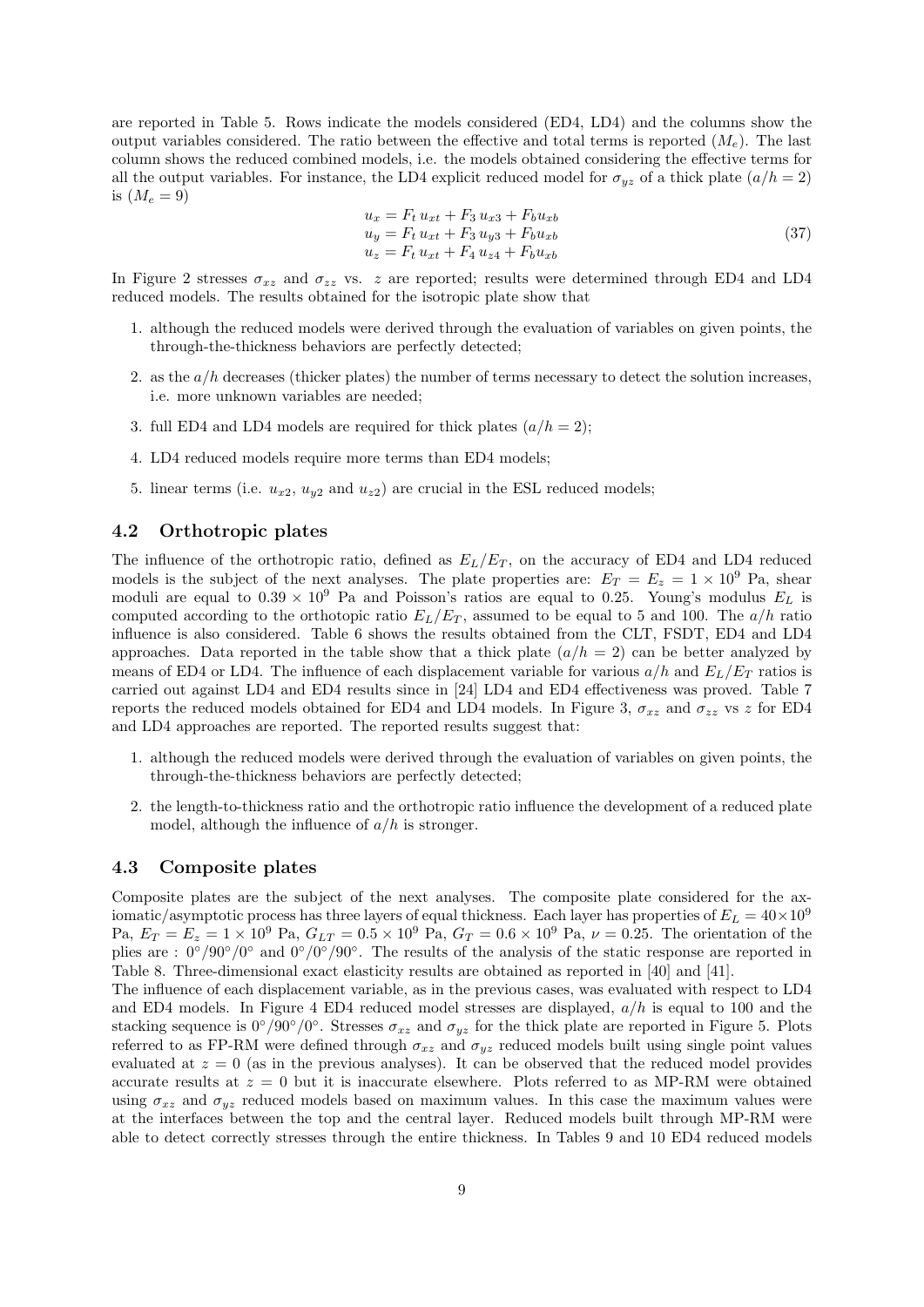are reported in Table 5. Rows indicate the models considered (ED4, LD4) and the columns show the output variables considered. The ratio between the effective and total terms is reported ($M_e$). The last column shows the reduced combined models, i.e. the models obtained considering the effective terms for all the output variables. For instance, the LD4 explicit reduced model for $\sigma_{yz}$ of a thick plate ($a/h = 2$) is ($M_e = 9$)

$$
\begin{aligned}
u_x &= F_t\, u_{xt} + F_3\, u_{x3} + F_b u_{xb} \\
u_y &= F_t\, u_{xt} + F_3\, u_{y3} + F_b u_{xb} \\
u_z &= F_t\, u_{xt} + F_4\, u_{z4} + F_b u_{xb}
\end{aligned}
\tag{37}
$$

In Figure 2 stresses $\sigma_{xz}$ and $\sigma_{zz}$ vs. $z$ are reported; results were determined through ED4 and LD4 reduced models. The results obtained for the isotropic plate show that

1. although the reduced models were derived through the evaluation of variables on given points, the through-the-thickness behaviors are perfectly detected;
2. as the $a/h$ decreases (thicker plates) the number of terms necessary to detect the solution increases, i.e. more unknown variables are needed;
3. full ED4 and LD4 models are required for thick plates ($a/h = 2$);
4. LD4 reduced models require more terms than ED4 models;
5. linear terms (i.e. $u_{x2}$, $u_{y2}$ and $u_{z2}$) are crucial in the ESL reduced models;

### 4.2 Orthotropic plates

The influence of the orthotropic ratio, defined as $E_L/E_T$, on the accuracy of ED4 and LD4 reduced models is the subject of the next analyses. The plate properties are: $E_T = E_z = 1 \times 10^9$ Pa, shear moduli are equal to $0.39 \times 10^9$ Pa and Poisson's ratios are equal to 0.25. Young's modulus $E_L$ is computed according to the orthotopic ratio $E_L/E_T$, assumed to be equal to 5 and 100. The $a/h$ ratio influence is also considered. Table 6 shows the results obtained from the CLT, FSDT, ED4 and LD4 approaches. Data reported in the table show that a thick plate ($a/h = 2$) can be better analyzed by means of ED4 or LD4. The influence of each displacement variable for various $a/h$ and $E_L/E_T$ ratios is carried out against LD4 and ED4 results since in [24] LD4 and ED4 effectiveness was proved. Table 7 reports the reduced models obtained for ED4 and LD4 models. In Figure 3, $\sigma_{xz}$ and $\sigma_{zz}$ vs $z$ for ED4 and LD4 approaches are reported. The reported results suggest that:

1. although the reduced models were derived through the evaluation of variables on given points, the through-the-thickness behaviors are perfectly detected;
2. the length-to-thickness ratio and the orthotropic ratio influence the development of a reduced plate model, although the influence of $a/h$ is stronger.

### 4.3 Composite plates

Composite plates are the subject of the next analyses. The composite plate considered for the axiomatic/asymptotic process has three layers of equal thickness. Each layer has properties of $E_L = 40 \times 10^9$ Pa, $E_T = E_z = 1 \times 10^9$ Pa, $G_{LT} = 0.5 \times 10^9$ Pa, $G_T = 0.6 \times 10^9$ Pa, $\nu = 0.25$. The orientation of the plies are : $0°/90°/0°$ and $0°/0°/90°$. The results of the analysis of the static response are reported in Table 8. Three-dimensional exact elasticity results are obtained as reported in [40] and [41].
The influence of each displacement variable, as in the previous cases, was evaluated with respect to LD4 and ED4 models. In Figure 4 ED4 reduced model stresses are displayed, $a/h$ is equal to 100 and the stacking sequence is $0°/90°/0°$. Stresses $\sigma_{xz}$ and $\sigma_{yz}$ for the thick plate are reported in Figure 5. Plots referred to as FP-RM were defined through $\sigma_{xz}$ and $\sigma_{yz}$ reduced models built using single point values evaluated at $z = 0$ (as in the previous analyses). It can be observed that the reduced model provides accurate results at $z = 0$ but it is inaccurate elsewhere. Plots referred to as MP-RM were obtained using $\sigma_{xz}$ and $\sigma_{yz}$ reduced models based on maximum values. In this case the maximum values were at the interfaces between the top and the central layer. Reduced models built through MP-RM were able to detect correctly stresses through the entire thickness. In Tables 9 and 10 ED4 reduced models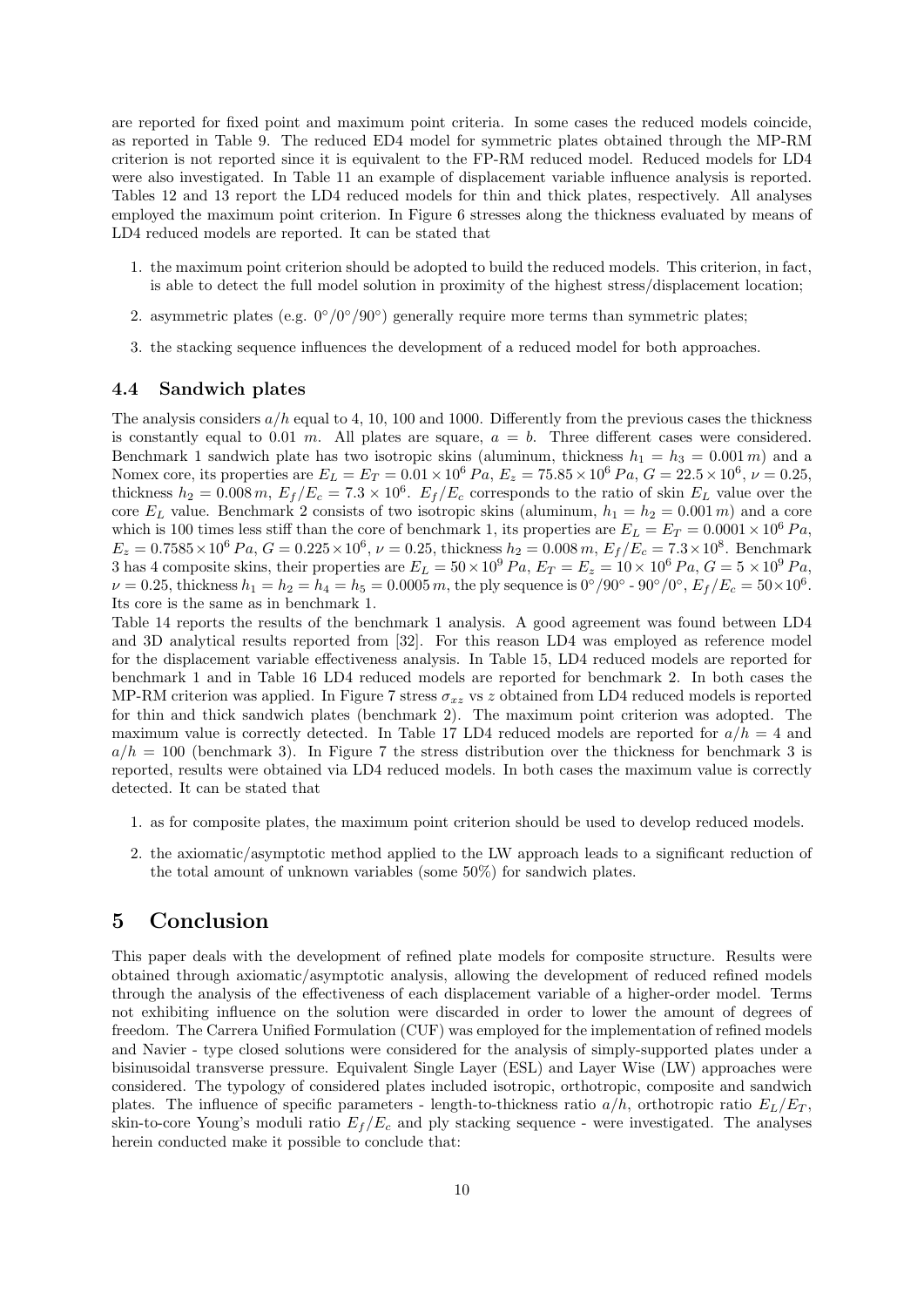are reported for fixed point and maximum point criteria. In some cases the reduced models coincide, as reported in Table 9. The reduced ED4 model for symmetric plates obtained through the MP-RM criterion is not reported since it is equivalent to the FP-RM reduced model. Reduced models for LD4 were also investigated. In Table 11 an example of displacement variable influence analysis is reported. Tables 12 and 13 report the LD4 reduced models for thin and thick plates, respectively. All analyses employed the maximum point criterion. In Figure 6 stresses along the thickness evaluated by means of LD4 reduced models are reported. It can be stated that

1. the maximum point criterion should be adopted to build the reduced models. This criterion, in fact, is able to detect the full model solution in proximity of the highest stress/displacement location;
2. asymmetric plates (e.g. $0°/0°/90°$) generally require more terms than symmetric plates;
3. the stacking sequence influences the development of a reduced model for both approaches.

### 4.4 Sandwich plates

The analysis considers $a/h$ equal to 4, 10, 100 and 1000. Differently from the previous cases the thickness is constantly equal to 0.01 $m$. All plates are square, $a = b$. Three different cases were considered. Benchmark 1 sandwich plate has two isotropic skins (aluminum, thickness $h_1 = h_3 = 0.001\,m$) and a Nomex core, its properties are $E_L = E_T = 0.01 \times 10^6\,Pa$, $E_z = 75.85 \times 10^6\,Pa$, $G = 22.5 \times 10^6$, $\nu = 0.25$, thickness $h_2 = 0.008\,m$, $E_f/E_c = 7.3 \times 10^6$. $E_f/E_c$ corresponds to the ratio of skin $E_L$ value over the core $E_L$ value. Benchmark 2 consists of two isotropic skins (aluminum, $h_1 = h_2 = 0.001\,m$) and a core which is 100 times less stiff than the core of benchmark 1, its properties are $E_L = E_T = 0.0001 \times 10^6\,Pa$, $E_z = 0.7585 \times 10^6\,Pa$, $G = 0.225 \times 10^6$, $\nu = 0.25$, thickness $h_2 = 0.008\,m$, $E_f/E_c = 7.3 \times 10^8$. Benchmark 3 has 4 composite skins, their properties are $E_L = 50 \times 10^9\,Pa$, $E_T = E_z = 10 \times 10^6\,Pa$, $G = 5 \times 10^9\,Pa$, $\nu = 0.25$, thickness $h_1 = h_2 = h_4 = h_5 = 0.0005\,m$, the ply sequence is $0°/90°$ - $90°/0°$, $E_f/E_c = 50 \times 10^6$. Its core is the same as in benchmark 1.

Table 14 reports the results of the benchmark 1 analysis. A good agreement was found between LD4 and 3D analytical results reported from [32]. For this reason LD4 was employed as reference model for the displacement variable effectiveness analysis. In Table 15, LD4 reduced models are reported for benchmark 1 and in Table 16 LD4 reduced models are reported for benchmark 2. In both cases the MP-RM criterion was applied. In Figure 7 stress $\sigma_{xz}$ vs $z$ obtained from LD4 reduced models is reported for thin and thick sandwich plates (benchmark 2). The maximum point criterion was adopted. The maximum value is correctly detected. In Table 17 LD4 reduced models are reported for $a/h = 4$ and $a/h = 100$ (benchmark 3). In Figure 7 the stress distribution over the thickness for benchmark 3 is reported, results were obtained via LD4 reduced models. In both cases the maximum value is correctly detected. It can be stated that

1. as for composite plates, the maximum point criterion should be used to develop reduced models.
2. the axiomatic/asymptotic method applied to the LW approach leads to a significant reduction of the total amount of unknown variables (some 50%) for sandwich plates.

## 5 Conclusion

This paper deals with the development of refined plate models for composite structure. Results were obtained through axiomatic/asymptotic analysis, allowing the development of reduced refined models through the analysis of the effectiveness of each displacement variable of a higher-order model. Terms not exhibiting influence on the solution were discarded in order to lower the amount of degrees of freedom. The Carrera Unified Formulation (CUF) was employed for the implementation of refined models and Navier - type closed solutions were considered for the analysis of simply-supported plates under a bisinusoidal transverse pressure. Equivalent Single Layer (ESL) and Layer Wise (LW) approaches were considered. The typology of considered plates included isotropic, orthotropic, composite and sandwich plates. The influence of specific parameters - length-to-thickness ratio $a/h$, orthotropic ratio $E_L/E_T$, skin-to-core Young's moduli ratio $E_f/E_c$ and ply stacking sequence - were investigated. The analyses herein conducted make it possible to conclude that: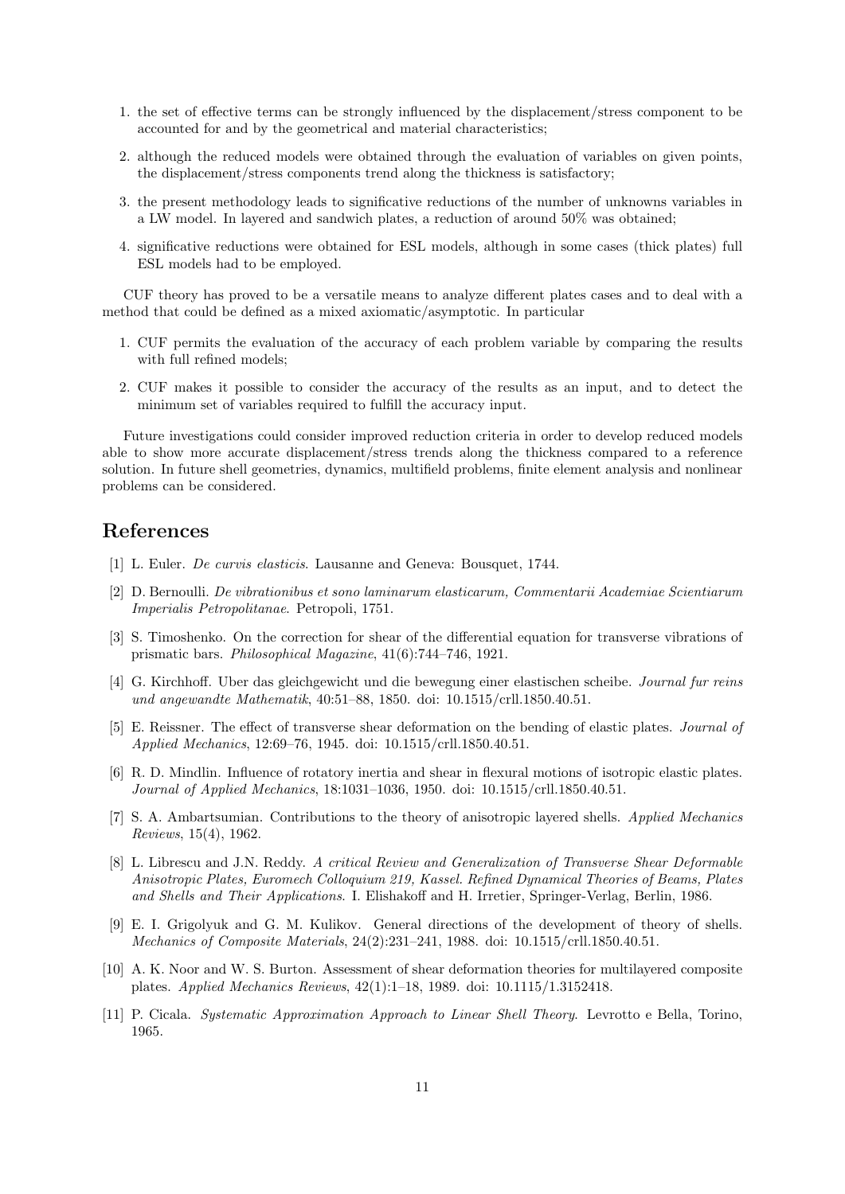1. the set of effective terms can be strongly influenced by the displacement/stress component to be accounted for and by the geometrical and material characteristics;
2. although the reduced models were obtained through the evaluation of variables on given points, the displacement/stress components trend along the thickness is satisfactory;
3. the present methodology leads to significative reductions of the number of unknowns variables in a LW model. In layered and sandwich plates, a reduction of around 50% was obtained;
4. significative reductions were obtained for ESL models, although in some cases (thick plates) full ESL models had to be employed.

CUF theory has proved to be a versatile means to analyze different plates cases and to deal with a method that could be defined as a mixed axiomatic/asymptotic. In particular

1. CUF permits the evaluation of the accuracy of each problem variable by comparing the results with full refined models;
2. CUF makes it possible to consider the accuracy of the results as an input, and to detect the minimum set of variables required to fulfill the accuracy input.

Future investigations could consider improved reduction criteria in order to develop reduced models able to show more accurate displacement/stress trends along the thickness compared to a reference solution. In future shell geometries, dynamics, multifield problems, finite element analysis and nonlinear problems can be considered.

# References

[1] L. Euler. *De curvis elasticis*. Lausanne and Geneva: Bousquet, 1744.

[2] D. Bernoulli. *De vibrationibus et sono laminarum elasticarum, Commentarii Academiae Scientiarum Imperialis Petropolitanae*. Petropoli, 1751.

[3] S. Timoshenko. On the correction for shear of the differential equation for transverse vibrations of prismatic bars. *Philosophical Magazine*, 41(6):744–746, 1921.

[4] G. Kirchhoff. Uber das gleichgewicht und die bewegung einer elastischen scheibe. *Journal fur reins und angewandte Mathematik*, 40:51–88, 1850. doi: 10.1515/crll.1850.40.51.

[5] E. Reissner. The effect of transverse shear deformation on the bending of elastic plates. *Journal of Applied Mechanics*, 12:69–76, 1945. doi: 10.1515/crll.1850.40.51.

[6] R. D. Mindlin. Influence of rotatory inertia and shear in flexural motions of isotropic elastic plates. *Journal of Applied Mechanics*, 18:1031–1036, 1950. doi: 10.1515/crll.1850.40.51.

[7] S. A. Ambartsumian. Contributions to the theory of anisotropic layered shells. *Applied Mechanics Reviews*, 15(4), 1962.

[8] L. Librescu and J.N. Reddy. *A critical Review and Generalization of Transverse Shear Deformable Anisotropic Plates, Euromech Colloquium 219, Kassel. Refined Dynamical Theories of Beams, Plates and Shells and Their Applications*. I. Elishakoff and H. Irretier, Springer-Verlag, Berlin, 1986.

[9] E. I. Grigolyuk and G. M. Kulikov. General directions of the development of theory of shells. *Mechanics of Composite Materials*, 24(2):231–241, 1988. doi: 10.1515/crll.1850.40.51.

[10] A. K. Noor and W. S. Burton. Assessment of shear deformation theories for multilayered composite plates. *Applied Mechanics Reviews*, 42(1):1–18, 1989. doi: 10.1115/1.3152418.

[11] P. Cicala. *Systematic Approximation Approach to Linear Shell Theory*. Levrotto e Bella, Torino, 1965.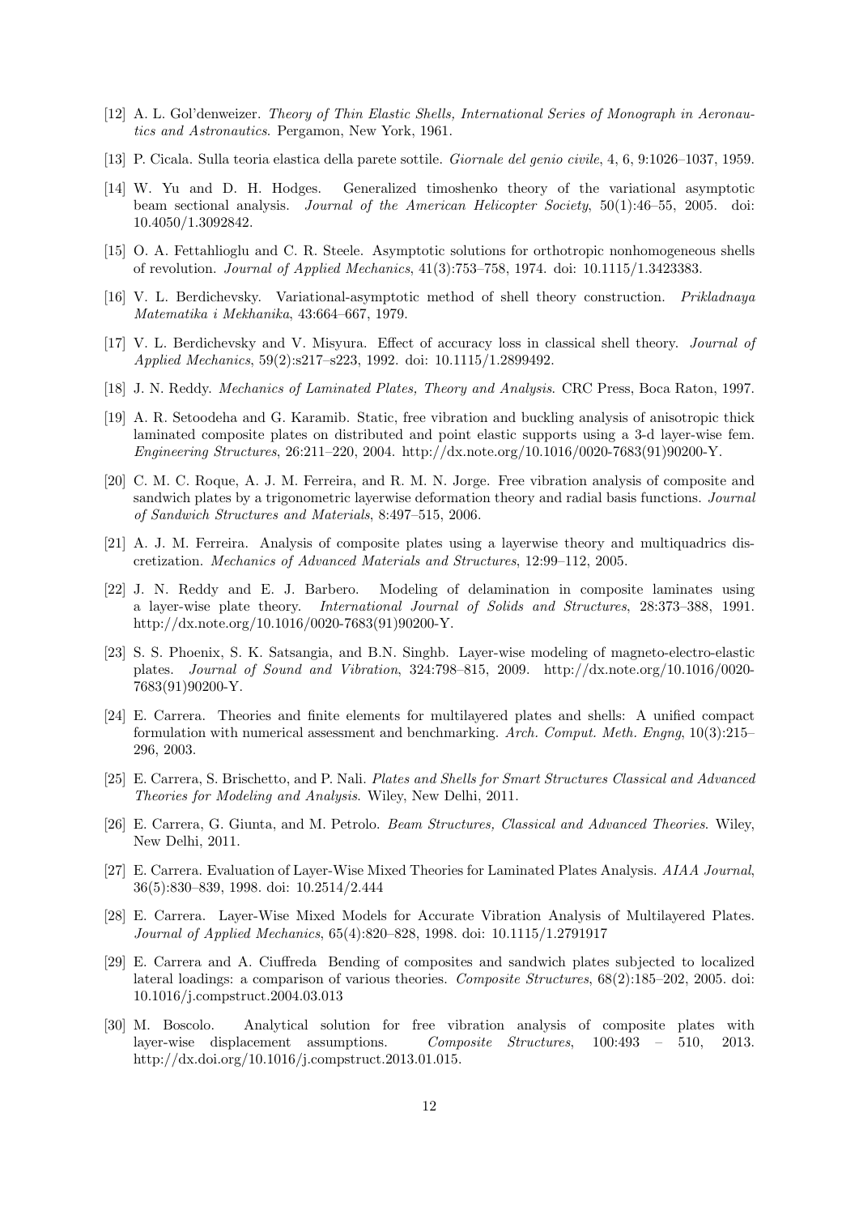[12] A. L. Gol'denweizer. *Theory of Thin Elastic Shells, International Series of Monograph in Aeronautics and Astronautics*. Pergamon, New York, 1961.

[13] P. Cicala. Sulla teoria elastica della parete sottile. *Giornale del genio civile*, 4, 6, 9:1026–1037, 1959.

[14] W. Yu and D. H. Hodges. Generalized timoshenko theory of the variational asymptotic beam sectional analysis. *Journal of the American Helicopter Society*, 50(1):46–55, 2005. doi: 10.4050/1.3092842.

[15] O. A. Fettahlioglu and C. R. Steele. Asymptotic solutions for orthotropic nonhomogeneous shells of revolution. *Journal of Applied Mechanics*, 41(3):753–758, 1974. doi: 10.1115/1.3423383.

[16] V. L. Berdichevsky. Variational-asymptotic method of shell theory construction. *Prikladnaya Matematika i Mekhanika*, 43:664–667, 1979.

[17] V. L. Berdichevsky and V. Misyura. Effect of accuracy loss in classical shell theory. *Journal of Applied Mechanics*, 59(2):s217–s223, 1992. doi: 10.1115/1.2899492.

[18] J. N. Reddy. *Mechanics of Laminated Plates, Theory and Analysis*. CRC Press, Boca Raton, 1997.

[19] A. R. Setoodeha and G. Karamib. Static, free vibration and buckling analysis of anisotropic thick laminated composite plates on distributed and point elastic supports using a 3-d layer-wise fem. *Engineering Structures*, 26:211–220, 2004. http://dx.note.org/10.1016/0020-7683(91)90200-Y.

[20] C. M. C. Roque, A. J. M. Ferreira, and R. M. N. Jorge. Free vibration analysis of composite and sandwich plates by a trigonometric layerwise deformation theory and radial basis functions. *Journal of Sandwich Structures and Materials*, 8:497–515, 2006.

[21] A. J. M. Ferreira. Analysis of composite plates using a layerwise theory and multiquadrics discretization. *Mechanics of Advanced Materials and Structures*, 12:99–112, 2005.

[22] J. N. Reddy and E. J. Barbero. Modeling of delamination in composite laminates using a layer-wise plate theory. *International Journal of Solids and Structures*, 28:373–388, 1991. http://dx.note.org/10.1016/0020-7683(91)90200-Y.

[23] S. S. Phoenix, S. K. Satsangia, and B.N. Singhb. Layer-wise modeling of magneto-electro-elastic plates. *Journal of Sound and Vibration*, 324:798–815, 2009. http://dx.note.org/10.1016/0020-7683(91)90200-Y.

[24] E. Carrera. Theories and finite elements for multilayered plates and shells: A unified compact formulation with numerical assessment and benchmarking. *Arch. Comput. Meth. Engng*, 10(3):215–296, 2003.

[25] E. Carrera, S. Brischetto, and P. Nali. *Plates and Shells for Smart Structures Classical and Advanced Theories for Modeling and Analysis*. Wiley, New Delhi, 2011.

[26] E. Carrera, G. Giunta, and M. Petrolo. *Beam Structures, Classical and Advanced Theories*. Wiley, New Delhi, 2011.

[27] E. Carrera. Evaluation of Layer-Wise Mixed Theories for Laminated Plates Analysis. *AIAA Journal*, 36(5):830–839, 1998. doi: 10.2514/2.444

[28] E. Carrera. Layer-Wise Mixed Models for Accurate Vibration Analysis of Multilayered Plates. *Journal of Applied Mechanics*, 65(4):820–828, 1998. doi: 10.1115/1.2791917

[29] E. Carrera and A. Ciuffreda Bending of composites and sandwich plates subjected to localized lateral loadings: a comparison of various theories. *Composite Structures*, 68(2):185–202, 2005. doi: 10.1016/j.compstruct.2004.03.013

[30] M. Boscolo. Analytical solution for free vibration analysis of composite plates with layer-wise displacement assumptions. *Composite Structures*, 100:493 – 510, 2013. http://dx.doi.org/10.1016/j.compstruct.2013.01.015.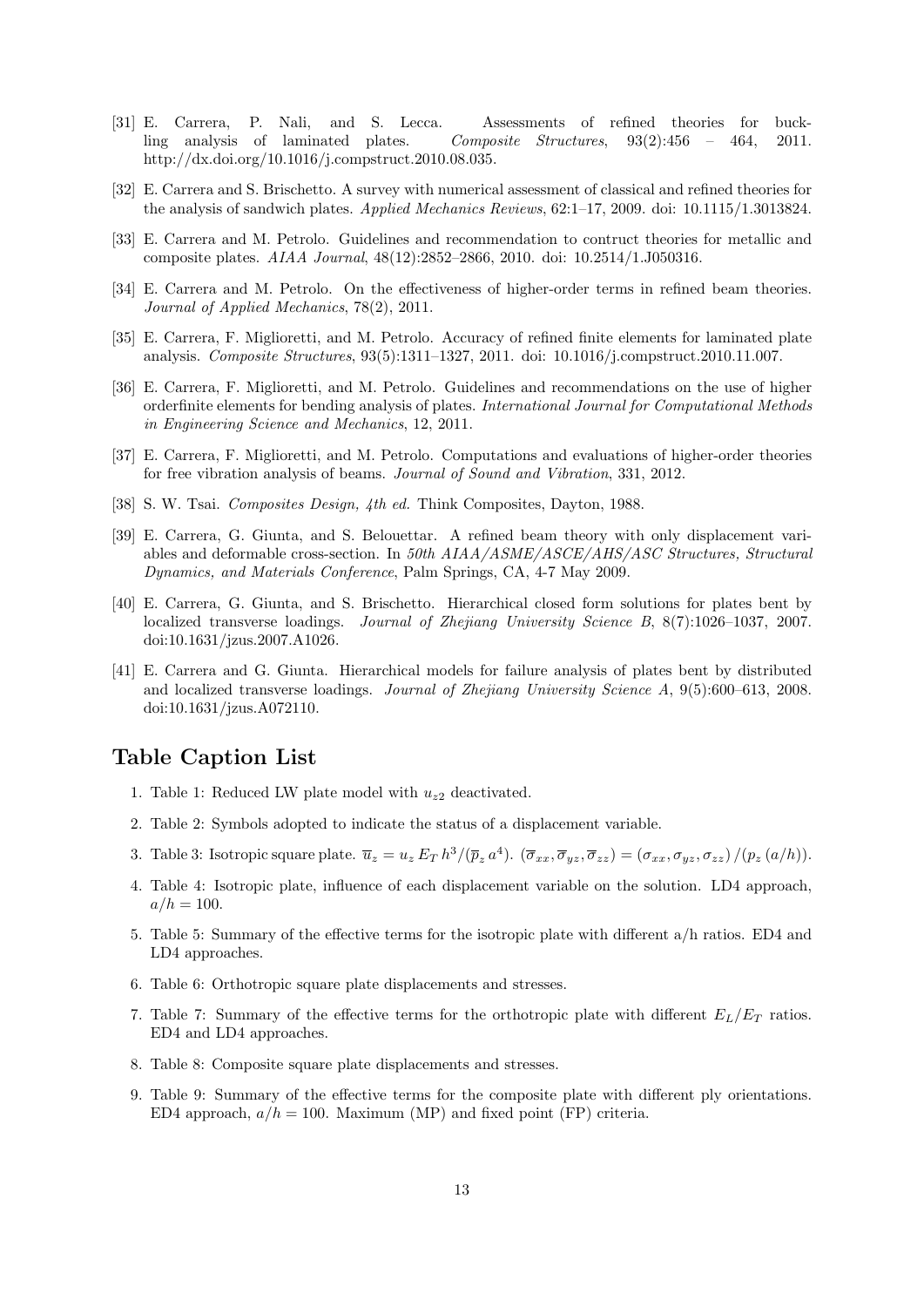[31] E. Carrera, P. Nali, and S. Lecca. Assessments of refined theories for buckling analysis of laminated plates. *Composite Structures*, 93(2):456 – 464, 2011. http://dx.doi.org/10.1016/j.compstruct.2010.08.035.

[32] E. Carrera and S. Brischetto. A survey with numerical assessment of classical and refined theories for the analysis of sandwich plates. *Applied Mechanics Reviews*, 62:1–17, 2009. doi: 10.1115/1.3013824.

[33] E. Carrera and M. Petrolo. Guidelines and recommendation to contruct theories for metallic and composite plates. *AIAA Journal*, 48(12):2852–2866, 2010. doi: 10.2514/1.J050316.

[34] E. Carrera and M. Petrolo. On the effectiveness of higher-order terms in refined beam theories. *Journal of Applied Mechanics*, 78(2), 2011.

[35] E. Carrera, F. Miglioretti, and M. Petrolo. Accuracy of refined finite elements for laminated plate analysis. *Composite Structures*, 93(5):1311–1327, 2011. doi: 10.1016/j.compstruct.2010.11.007.

[36] E. Carrera, F. Miglioretti, and M. Petrolo. Guidelines and recommendations on the use of higher orderfinite elements for bending analysis of plates. *International Journal for Computational Methods in Engineering Science and Mechanics*, 12, 2011.

[37] E. Carrera, F. Miglioretti, and M. Petrolo. Computations and evaluations of higher-order theories for free vibration analysis of beams. *Journal of Sound and Vibration*, 331, 2012.

[38] S. W. Tsai. *Composites Design, 4th ed.* Think Composites, Dayton, 1988.

[39] E. Carrera, G. Giunta, and S. Belouettar. A refined beam theory with only displacement variables and deformable cross-section. In *50th AIAA/ASME/ASCE/AHS/ASC Structures, Structural Dynamics, and Materials Conference*, Palm Springs, CA, 4-7 May 2009.

[40] E. Carrera, G. Giunta, and S. Brischetto. Hierarchical closed form solutions for plates bent by localized transverse loadings. *Journal of Zhejiang University Science B*, 8(7):1026–1037, 2007. doi:10.1631/jzus.2007.A1026.

[41] E. Carrera and G. Giunta. Hierarchical models for failure analysis of plates bent by distributed and localized transverse loadings. *Journal of Zhejiang University Science A*, 9(5):600–613, 2008. doi:10.1631/jzus.A072110.

## Table Caption List

1. Table 1: Reduced LW plate model with $u_{z2}$ deactivated.
2. Table 2: Symbols adopted to indicate the status of a displacement variable.
3. Table 3: Isotropic square plate. $\overline{u}_z = u_z\, E_T\, h^3/(\overline{p}_z\, a^4)$. $(\overline{\sigma}_{xx}, \overline{\sigma}_{yz}, \overline{\sigma}_{zz}) = (\sigma_{xx}, \sigma_{yz}, \sigma_{zz})\,/(p_z\,(a/h))$.
4. Table 4: Isotropic plate, influence of each displacement variable on the solution. LD4 approach, $a/h = 100$.
5. Table 5: Summary of the effective terms for the isotropic plate with different a/h ratios. ED4 and LD4 approaches.
6. Table 6: Orthotropic square plate displacements and stresses.
7. Table 7: Summary of the effective terms for the orthotropic plate with different $E_L/E_T$ ratios. ED4 and LD4 approaches.
8. Table 8: Composite square plate displacements and stresses.
9. Table 9: Summary of the effective terms for the composite plate with different ply orientations. ED4 approach, $a/h = 100$. Maximum (MP) and fixed point (FP) criteria.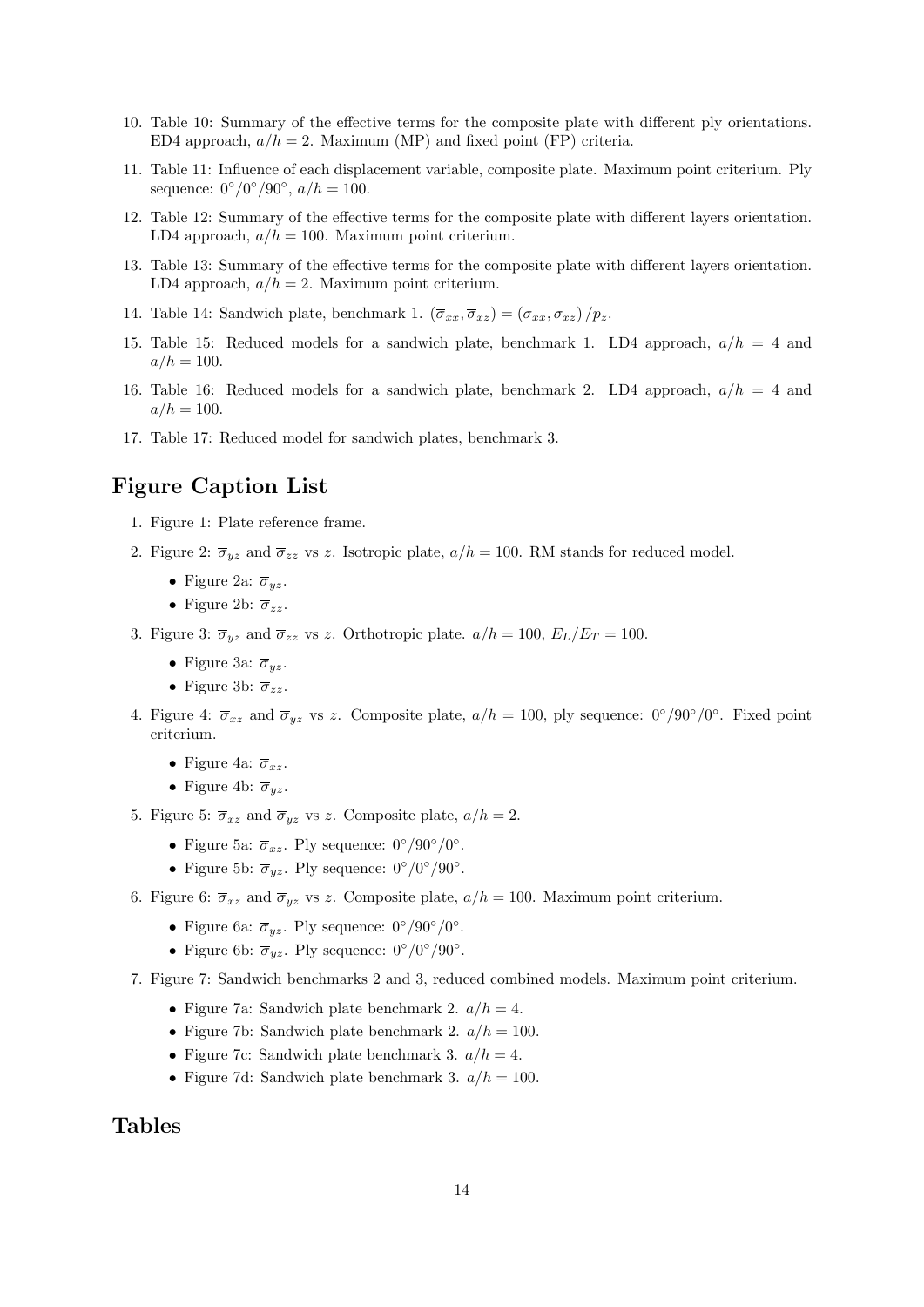10. Table 10: Summary of the effective terms for the composite plate with different ply orientations. ED4 approach, $a/h = 2$. Maximum (MP) and fixed point (FP) criteria.

11. Table 11: Influence of each displacement variable, composite plate. Maximum point criterium. Ply sequence: $0°/0°/90°$, $a/h = 100$.

12. Table 12: Summary of the effective terms for the composite plate with different layers orientation. LD4 approach, $a/h = 100$. Maximum point criterium.

13. Table 13: Summary of the effective terms for the composite plate with different layers orientation. LD4 approach, $a/h = 2$. Maximum point criterium.

14. Table 14: Sandwich plate, benchmark 1. $(\overline{\sigma}_{xx}, \overline{\sigma}_{xz}) = (\sigma_{xx}, \sigma_{xz})/p_z$.

15. Table 15: Reduced models for a sandwich plate, benchmark 1. LD4 approach, $a/h = 4$ and $a/h = 100$.

16. Table 16: Reduced models for a sandwich plate, benchmark 2. LD4 approach, $a/h = 4$ and $a/h = 100$.

17. Table 17: Reduced model for sandwich plates, benchmark 3.

## Figure Caption List

1. Figure 1: Plate reference frame.

2. Figure 2: $\overline{\sigma}_{yz}$ and $\overline{\sigma}_{zz}$ vs $z$. Isotropic plate, $a/h = 100$. RM stands for reduced model.
   - Figure 2a: $\overline{\sigma}_{yz}$.
   - Figure 2b: $\overline{\sigma}_{zz}$.

3. Figure 3: $\overline{\sigma}_{yz}$ and $\overline{\sigma}_{zz}$ vs $z$. Orthotropic plate. $a/h = 100$, $E_L/E_T = 100$.
   - Figure 3a: $\overline{\sigma}_{yz}$.
   - Figure 3b: $\overline{\sigma}_{zz}$.

4. Figure 4: $\overline{\sigma}_{xz}$ and $\overline{\sigma}_{yz}$ vs $z$. Composite plate, $a/h = 100$, ply sequence: $0°/90°/0°$. Fixed point criterium.
   - Figure 4a: $\overline{\sigma}_{xz}$.
   - Figure 4b: $\overline{\sigma}_{yz}$.

5. Figure 5: $\overline{\sigma}_{xz}$ and $\overline{\sigma}_{yz}$ vs $z$. Composite plate, $a/h = 2$.
   - Figure 5a: $\overline{\sigma}_{xz}$. Ply sequence: $0°/90°/0°$.
   - Figure 5b: $\overline{\sigma}_{yz}$. Ply sequence: $0°/0°/90°$.

6. Figure 6: $\overline{\sigma}_{xz}$ and $\overline{\sigma}_{yz}$ vs $z$. Composite plate, $a/h = 100$. Maximum point criterium.
   - Figure 6a: $\overline{\sigma}_{yz}$. Ply sequence: $0°/90°/0°$.
   - Figure 6b: $\overline{\sigma}_{yz}$. Ply sequence: $0°/0°/90°$.

7. Figure 7: Sandwich benchmarks 2 and 3, reduced combined models. Maximum point criterium.
   - Figure 7a: Sandwich plate benchmark 2. $a/h = 4$.
   - Figure 7b: Sandwich plate benchmark 2. $a/h = 100$.
   - Figure 7c: Sandwich plate benchmark 3. $a/h = 4$.
   - Figure 7d: Sandwich plate benchmark 3. $a/h = 100$.

## Tables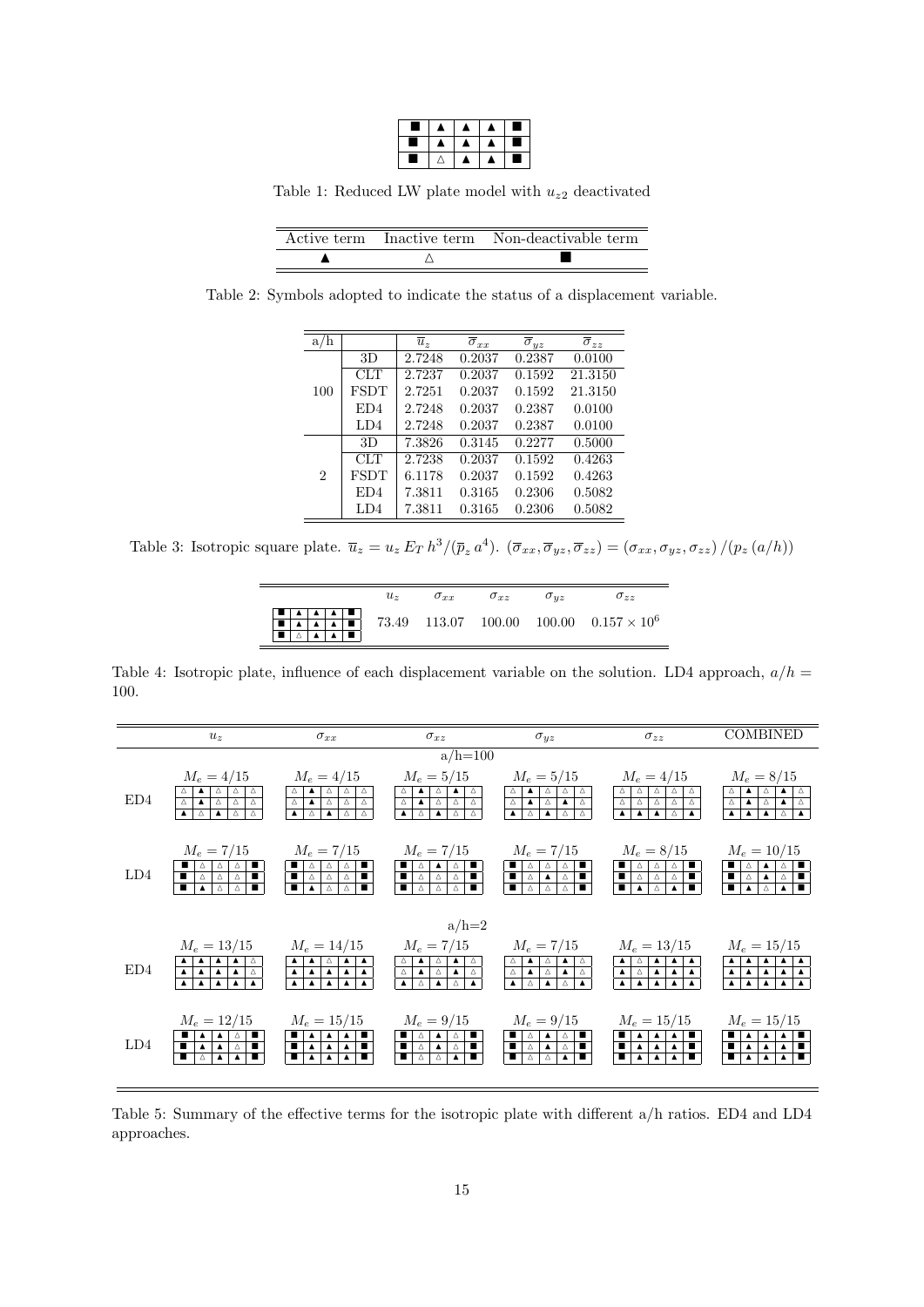| | | | | |
|---|---|---|---|---|
| ■ | ▲ | ▲ | ▲ | ■ |
| ■ | ▲ | ▲ | ▲ | ■ |
| ■ | △ | ▲ | ▲ | ■ |

Table 1: Reduced LW plate model with $u_{z2}$ deactivated

| Active term | Inactive term | Non-deactivable term |
|---|---|---|
| ▲ | △ | ■ |

Table 2: Symbols adopted to indicate the status of a displacement variable.

| a/h | | $\overline{u}_z$ | $\overline{\sigma}_{xx}$ | $\overline{\sigma}_{yz}$ | $\overline{\sigma}_{zz}$ |
|---|---|---|---|---|---|
| 100 | 3D | 2.7248 | 0.2037 | 0.2387 | 0.0100 |
| | CLT | 2.7237 | 0.2037 | 0.1592 | 21.3150 |
| | FSDT | 2.7251 | 0.2037 | 0.1592 | 21.3150 |
| | ED4 | 2.7248 | 0.2037 | 0.2387 | 0.0100 |
| | LD4 | 2.7248 | 0.2037 | 0.2387 | 0.0100 |
| 2 | 3D | 7.3826 | 0.3145 | 0.2277 | 0.5000 |
| | CLT | 2.7238 | 0.2037 | 0.1592 | 0.4263 |
| | FSDT | 6.1178 | 0.2037 | 0.1592 | 0.4263 |
| | ED4 | 7.3811 | 0.3165 | 0.2306 | 0.5082 |
| | LD4 | 7.3811 | 0.3165 | 0.2306 | 0.5082 |

Table 3: Isotropic square plate. $\overline{u}_z = u_z\, E_T\, h^3/(\overline{p}_z\, a^4)$. $(\overline{\sigma}_{xx}, \overline{\sigma}_{yz}, \overline{\sigma}_{zz}) = (\sigma_{xx}, \sigma_{yz}, \sigma_{zz})\,/(p_z\,(a/h))$

| | $u_z$ | $\sigma_{xx}$ | $\sigma_{xz}$ | $\sigma_{yz}$ | $\sigma_{zz}$ |
|---|---|---|---|---|---|
| ■ ▲ ▲ ▲ ■<br>■ ▲ ▲ ▲ ■<br>■ △ ▲ ▲ ■ | 73.49 | 113.07 | 100.00 | 100.00 | $0.157 \times 10^6$ |

Table 4: Isotropic plate, influence of each displacement variable on the solution. LD4 approach, $a/h = 100$.

| | $u_z$ | $\sigma_{xx}$ | $\sigma_{xz}$ | $\sigma_{yz}$ | $\sigma_{zz}$ | COMBINED |
|---|---|---|---|---|---|---|
| | | | a/h=100 | | | |
| ED4 | $M_e = 4/15$<br>△ ▲ △ △ △<br>△ ▲ △ △ △<br>▲ △ ▲ △ △ | $M_e = 4/15$<br>△ ▲ △ △ △<br>△ ▲ △ △ △<br>▲ △ ▲ △ △ | $M_e = 5/15$<br>△ ▲ △ ▲ △<br>△ ▲ △ △ △<br>▲ △ ▲ △ △ | $M_e = 5/15$<br>△ ▲ △ △ △<br>△ ▲ △ ▲ △<br>▲ △ ▲ △ △ | $M_e = 4/15$<br>△ △ △ △ △<br>△ △ △ △ △<br>▲ ▲ ▲ △ ▲ | $M_e = 8/15$<br>△ ▲ △ ▲ △<br>△ ▲ △ ▲ △<br>▲ ▲ ▲ △ ▲ |
| LD4 | $M_e = 7/15$<br>■ △ △ △ ■<br>■ △ △ △ ■<br>■ ▲ △ △ ■ | $M_e = 7/15$<br>■ △ △ △ ■<br>■ △ △ △ ■<br>■ ▲ △ △ ■ | $M_e = 7/15$<br>■ △ ▲ △ ■<br>■ △ △ △ ■<br>■ △ △ △ ■ | $M_e = 7/15$<br>■ △ △ △ ■<br>■ △ ▲ △ ■<br>■ △ △ △ ■ | $M_e = 8/15$<br>■ △ △ △ ■<br>■ △ △ △ ■<br>■ ▲ △ ▲ ■ | $M_e = 10/15$<br>■ △ ▲ △ ■<br>■ △ ▲ △ ■<br>■ ▲ △ ▲ ■ |
| | | | a/h=2 | | | |
| ED4 | $M_e = 13/15$<br>▲ ▲ ▲ ▲ △<br>▲ ▲ ▲ ▲ △<br>▲ ▲ ▲ ▲ ▲ | $M_e = 14/15$<br>▲ ▲ △ ▲ ▲<br>▲ ▲ ▲ ▲ ▲<br>▲ ▲ ▲ ▲ ▲ | $M_e = 7/15$<br>△ ▲ △ ▲ △<br>△ ▲ △ ▲ △<br>▲ △ ▲ △ ▲ | $M_e = 7/15$<br>△ ▲ △ ▲ △<br>△ ▲ △ ▲ △<br>▲ △ ▲ △ ▲ | $M_e = 13/15$<br>▲ △ ▲ ▲ ▲<br>▲ △ ▲ ▲ ▲<br>▲ ▲ ▲ ▲ ▲ | $M_e = 15/15$<br>▲ ▲ ▲ ▲ ▲<br>▲ ▲ ▲ ▲ ▲<br>▲ ▲ ▲ ▲ ▲ |
| LD4 | $M_e = 12/15$<br>■ ▲ ▲ △ ■<br>■ ▲ ▲ △ ■<br>■ △ ▲ ▲ ■ | $M_e = 15/15$<br>■ ▲ ▲ ▲ ■<br>■ ▲ ▲ ▲ ■<br>■ ▲ ▲ ▲ ■ | $M_e = 9/15$<br>■ △ ▲ △ ■<br>■ △ ▲ △ ■<br>■ △ △ ▲ ■ | $M_e = 9/15$<br>■ ▲ △ △ ■<br>■ △ ▲ △ ■<br>■ △ △ ▲ ■ | $M_e = 15/15$<br>■ ▲ ▲ ▲ ■<br>■ ▲ ▲ ▲ ■<br>■ ▲ ▲ ▲ ■ | $M_e = 15/15$<br>■ ▲ ▲ ▲ ■<br>■ ▲ ▲ ▲ ■<br>■ ▲ ▲ ▲ ■ |

Table 5: Summary of the effective terms for the isotropic plate with different a/h ratios. ED4 and LD4 approaches.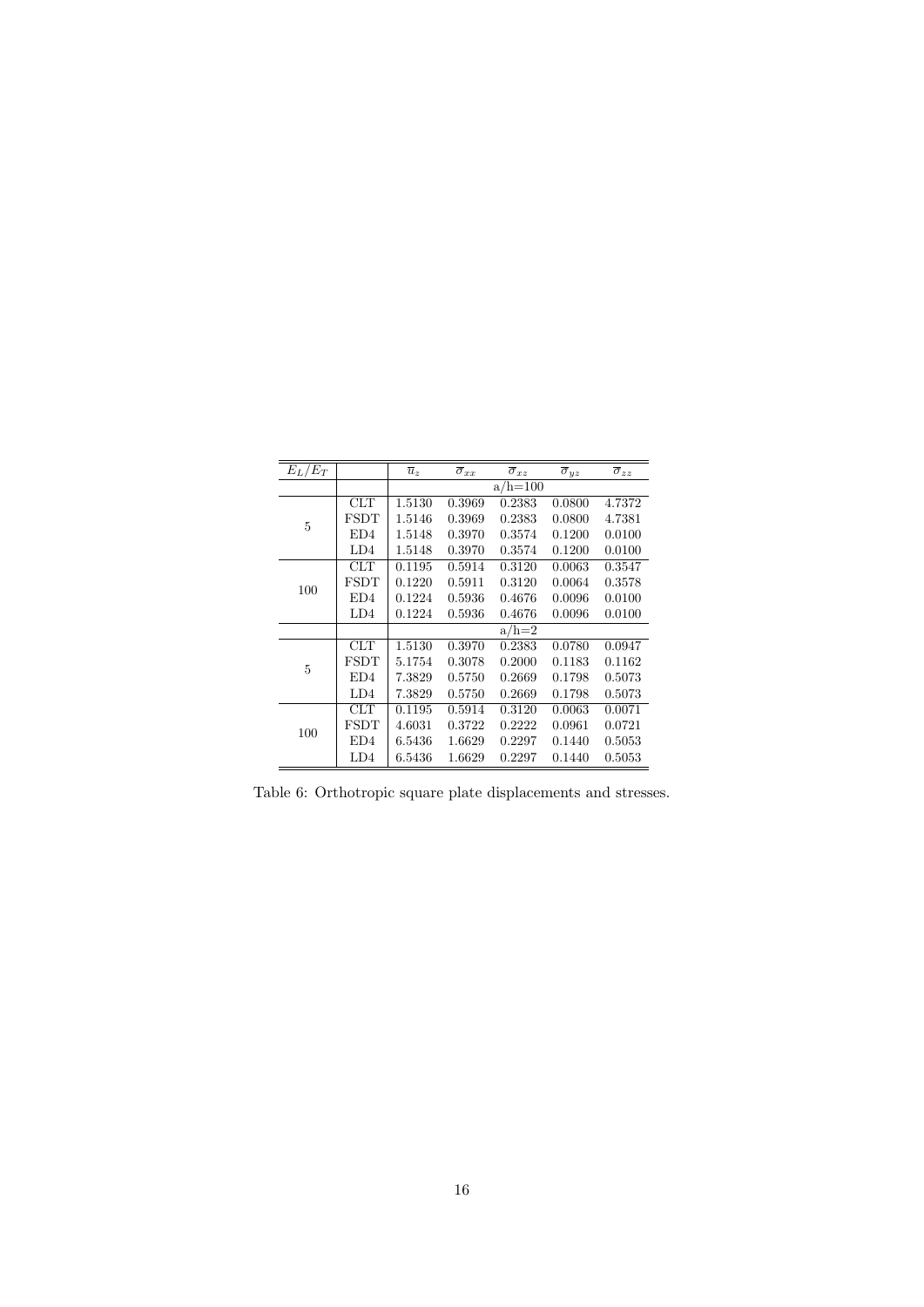| $E_L/E_T$ | | $\overline{u}_z$ | $\overline{\sigma}_{xx}$ | $\overline{\sigma}_{xz}$ | $\overline{\sigma}_{yz}$ | $\overline{\sigma}_{zz}$ |
|---|---|---|---|---|---|---|
| | | a/h=100 | | | | |
| 5 | CLT | 1.5130 | 0.3969 | 0.2383 | 0.0800 | 4.7372 |
| | FSDT | 1.5146 | 0.3969 | 0.2383 | 0.0800 | 4.7381 |
| | ED4 | 1.5148 | 0.3970 | 0.3574 | 0.1200 | 0.0100 |
| | LD4 | 1.5148 | 0.3970 | 0.3574 | 0.1200 | 0.0100 |
| 100 | CLT | 0.1195 | 0.5914 | 0.3120 | 0.0063 | 0.3547 |
| | FSDT | 0.1220 | 0.5911 | 0.3120 | 0.0064 | 0.3578 |
| | ED4 | 0.1224 | 0.5936 | 0.4676 | 0.0096 | 0.0100 |
| | LD4 | 0.1224 | 0.5936 | 0.4676 | 0.0096 | 0.0100 |
| | | a/h=2 | | | | |
| 5 | CLT | 1.5130 | 0.3970 | 0.2383 | 0.0780 | 0.0947 |
| | FSDT | 5.1754 | 0.3078 | 0.2000 | 0.1183 | 0.1162 |
| | ED4 | 7.3829 | 0.5750 | 0.2669 | 0.1798 | 0.5073 |
| | LD4 | 7.3829 | 0.5750 | 0.2669 | 0.1798 | 0.5073 |
| 100 | CLT | 0.1195 | 0.5914 | 0.3120 | 0.0063 | 0.0071 |
| | FSDT | 4.6031 | 0.3722 | 0.2222 | 0.0961 | 0.0721 |
| | ED4 | 6.5436 | 1.6629 | 0.2297 | 0.1440 | 0.5053 |
| | LD4 | 6.5436 | 1.6629 | 0.2297 | 0.1440 | 0.5053 |

Table 6: Orthotropic square plate displacements and stresses.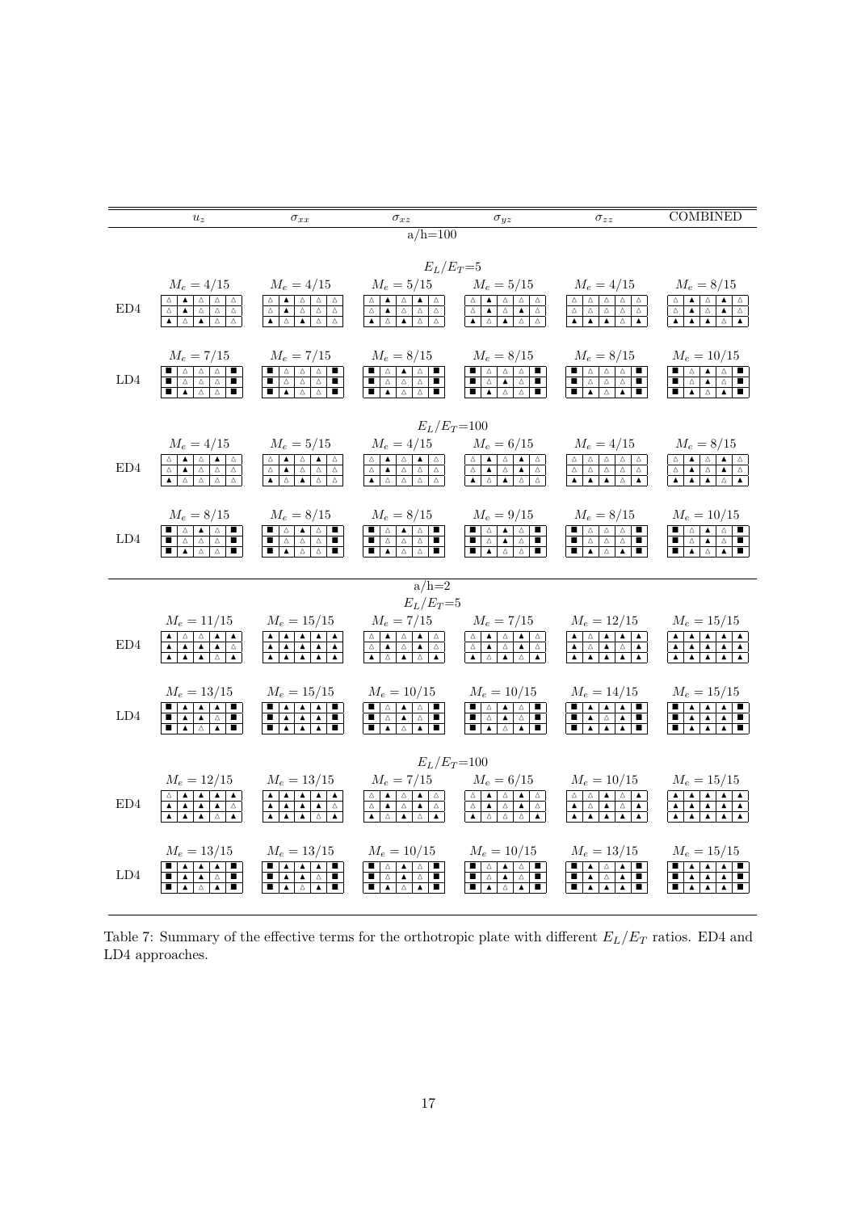| | $u_z$ | $\sigma_{xx}$ | $\sigma_{xz}$ | $\sigma_{yz}$ | $\sigma_{zz}$ | COMBINED |
|---|---|---|---|---|---|---|
| **a/h=100** | | | | | | |
| $E_L/E_T$=5 | | | | | | |
| ED4 | $M_e = 4/15$ | $M_e = 4/15$ | $M_e = 5/15$ | $M_e = 5/15$ | $M_e = 4/15$ | $M_e = 8/15$ |
| LD4 | $M_e = 7/15$ | $M_e = 7/15$ | $M_e = 8/15$ | $M_e = 8/15$ | $M_e = 8/15$ | $M_e = 10/15$ |
| $E_L/E_T$=100 | | | | | | |
| ED4 | $M_e = 4/15$ | $M_e = 5/15$ | $M_e = 4/15$ | $M_e = 6/15$ | $M_e = 4/15$ | $M_e = 8/15$ |
| LD4 | $M_e = 8/15$ | $M_e = 8/15$ | $M_e = 8/15$ | $M_e = 9/15$ | $M_e = 8/15$ | $M_e = 10/15$ |
| **a/h=2** | | | | | | |
| $E_L/E_T$=5 | | | | | | |
| ED4 | $M_e = 11/15$ | $M_e = 15/15$ | $M_e = 7/15$ | $M_e = 7/15$ | $M_e = 12/15$ | $M_e = 15/15$ |
| LD4 | $M_e = 13/15$ | $M_e = 15/15$ | $M_e = 10/15$ | $M_e = 10/15$ | $M_e = 14/15$ | $M_e = 15/15$ |
| $E_L/E_T$=100 | | | | | | |
| ED4 | $M_e = 12/15$ | $M_e = 13/15$ | $M_e = 7/15$ | $M_e = 6/15$ | $M_e = 10/15$ | $M_e = 15/15$ |
| LD4 | $M_e = 13/15$ | $M_e = 13/15$ | $M_e = 10/15$ | $M_e = 10/15$ | $M_e = 13/15$ | $M_e = 15/15$ |

Table 7: Summary of the effective terms for the orthotropic plate with different $E_L/E_T$ ratios. ED4 and LD4 approaches.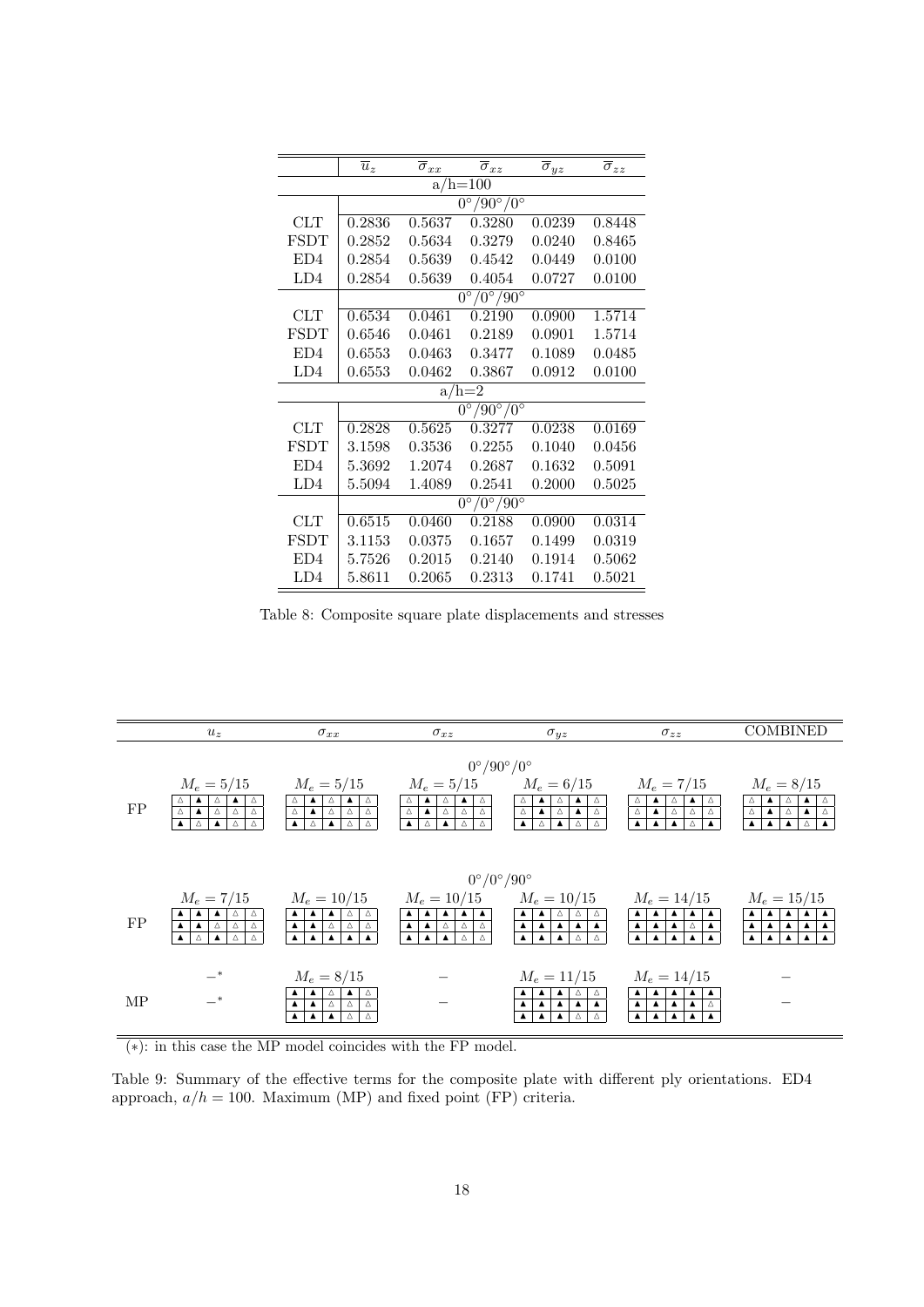| | $\overline{u}_z$ | $\overline{\sigma}_{xx}$ | $\overline{\sigma}_{xz}$ | $\overline{\sigma}_{yz}$ | $\overline{\sigma}_{zz}$ |
|---|---|---|---|---|---|
| **a/h=100** | | | | | |
| | $0°/90°/0°$ | | | | |
| CLT | 0.2836 | 0.5637 | 0.3280 | 0.0239 | 0.8448 |
| FSDT | 0.2852 | 0.5634 | 0.3279 | 0.0240 | 0.8465 |
| ED4 | 0.2854 | 0.5639 | 0.4542 | 0.0449 | 0.0100 |
| LD4 | 0.2854 | 0.5639 | 0.4054 | 0.0727 | 0.0100 |
| | $0°/0°/90°$ | | | | |
| CLT | 0.6534 | 0.0461 | 0.2190 | 0.0900 | 1.5714 |
| FSDT | 0.6546 | 0.0461 | 0.2189 | 0.0901 | 1.5714 |
| ED4 | 0.6553 | 0.0463 | 0.3477 | 0.1089 | 0.0485 |
| LD4 | 0.6553 | 0.0462 | 0.3867 | 0.0912 | 0.0100 |
| **a/h=2** | | | | | |
| | $0°/90°/0°$ | | | | |
| CLT | 0.2828 | 0.5625 | 0.3277 | 0.0238 | 0.0169 |
| FSDT | 3.1598 | 0.3536 | 0.2255 | 0.1040 | 0.0456 |
| ED4 | 5.3692 | 1.2074 | 0.2687 | 0.1632 | 0.5091 |
| LD4 | 5.5094 | 1.4089 | 0.2541 | 0.2000 | 0.5025 |
| | $0°/0°/90°$ | | | | |
| CLT | 0.6515 | 0.0460 | 0.2188 | 0.0900 | 0.0314 |
| FSDT | 3.1153 | 0.0375 | 0.1657 | 0.1499 | 0.0319 |
| ED4 | 5.7526 | 0.2015 | 0.2140 | 0.1914 | 0.5062 |
| LD4 | 5.8611 | 0.2065 | 0.2313 | 0.1741 | 0.5021 |

Table 8: Composite square plate displacements and stresses

| | $u_z$ | $\sigma_{xx}$ | $\sigma_{xz}$ | $\sigma_{yz}$ | $\sigma_{zz}$ | COMBINED |
|---|---|---|---|---|---|---|
| | | | $0°/90°/0°$ | | | |
| FP | $M_e = 5/15$<br>△ ▲ △ ▲ △<br>△ ▲ △ △ △<br>▲ △ ▲ △ △ | $M_e = 5/15$<br>△ ▲ △ ▲ △<br>△ ▲ △ △ △<br>▲ △ ▲ △ △ | $M_e = 5/15$<br>△ ▲ △ ▲ △<br>△ ▲ △ △ △<br>▲ △ ▲ △ △ | $M_e = 6/15$<br>△ ▲ △ ▲ △<br>△ ▲ △ ▲ △<br>▲ △ ▲ △ △ | $M_e = 7/15$<br>△ ▲ △ ▲ △<br>△ ▲ △ △ △<br>▲ ▲ ▲ △ ▲ | $M_e = 8/15$<br>△ ▲ △ ▲ △<br>△ ▲ △ ▲ △<br>▲ ▲ ▲ △ ▲ |
| | | | $0°/0°/90°$ | | | |
| FP | $M_e = 7/15$<br>▲ ▲ ▲ △ △<br>▲ ▲ △ △ △<br>▲ △ ▲ △ △ | $M_e = 10/15$<br>▲ ▲ ▲ △ △<br>▲ ▲ △ △ △<br>▲ ▲ ▲ ▲ ▲ | $M_e = 10/15$<br>▲ ▲ ▲ ▲ ▲<br>▲ ▲ △ △ △<br>▲ ▲ ▲ △ △ | $M_e = 10/15$<br>▲ ▲ △ △ △<br>▲ ▲ ▲ ▲ ▲<br>▲ ▲ ▲ △ △ | $M_e = 14/15$<br>▲ ▲ ▲ ▲ ▲<br>▲ ▲ ▲ △ ▲<br>▲ ▲ ▲ ▲ ▲ | $M_e = 15/15$<br>▲ ▲ ▲ ▲ ▲<br>▲ ▲ ▲ ▲ ▲<br>▲ ▲ ▲ ▲ ▲ |
| MP | $-^*$<br>$-^*$ | $M_e = 8/15$<br>▲ ▲ △ ▲ △<br>▲ ▲ △ △ △<br>▲ ▲ ▲ △ △ | $-$ | $M_e = 11/15$<br>▲ ▲ ▲ △ △<br>▲ ▲ ▲ ▲ ▲<br>▲ ▲ ▲ △ △ | $M_e = 14/15$<br>▲ ▲ ▲ ▲ ▲<br>▲ ▲ ▲ ▲ △<br>▲ ▲ ▲ ▲ ▲ | $-$ |

(∗): in this case the MP model coincides with the FP model.

Table 9: Summary of the effective terms for the composite plate with different ply orientations. ED4 approach, $a/h = 100$. Maximum (MP) and fixed point (FP) criteria.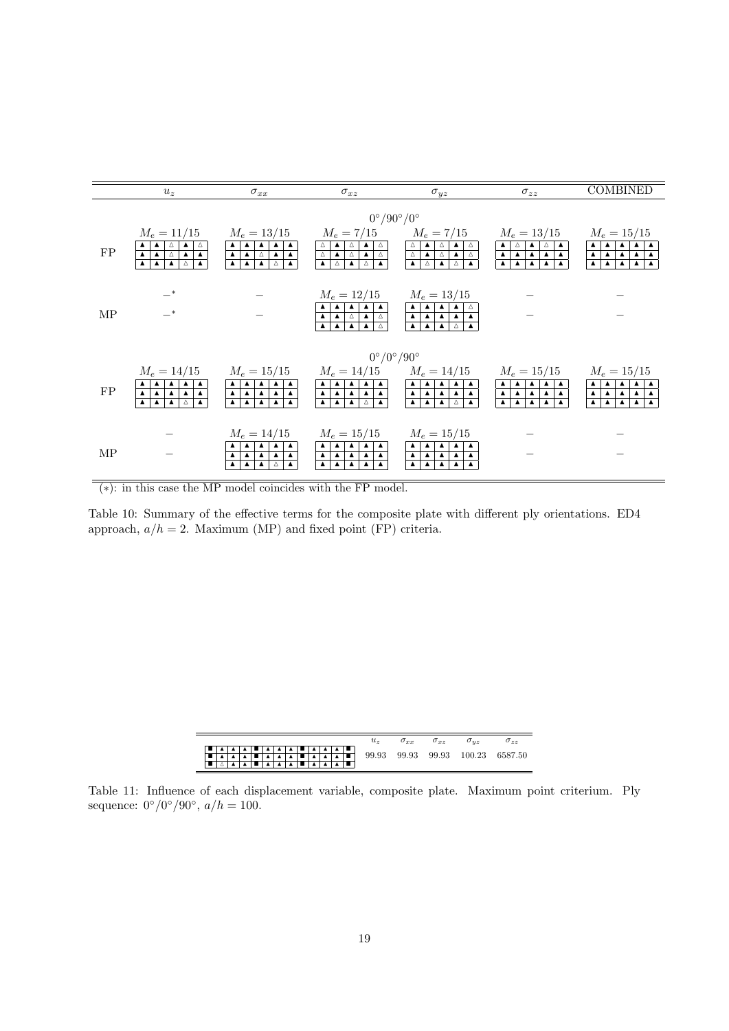| | $u_z$ | $\sigma_{xx}$ | $\sigma_{xz}$ | $\sigma_{yz}$ | $\sigma_{zz}$ | COMBINED |
|---|---|---|---|---|---|---|
| | | | $0°/90°/0°$ | | | |
| FP | $M_e = 11/15$ | $M_e = 13/15$ | $M_e = 7/15$ | $M_e = 7/15$ | $M_e = 13/15$ | $M_e = 15/15$ |
| | ▲ ▲ △ ▲ △ / ▲ ▲ △ ▲ ▲ / ▲ ▲ ▲ △ ▲ | ▲ ▲ ▲ ▲ ▲ / ▲ ▲ △ ▲ ▲ / ▲ ▲ ▲ △ ▲ | △ ▲ △ ▲ △ / △ ▲ △ ▲ △ / ▲ △ ▲ △ ▲ | △ ▲ △ ▲ △ / △ ▲ △ ▲ △ / ▲ △ ▲ △ ▲ | ▲ △ ▲ △ ▲ / ▲ ▲ ▲ ▲ ▲ / ▲ ▲ ▲ ▲ ▲ | ▲ ▲ ▲ ▲ ▲ / ▲ ▲ ▲ ▲ ▲ / ▲ ▲ ▲ ▲ ▲ |
| MP | $-^*$ | $-$ | $M_e = 12/15$ | $M_e = 13/15$ | $-$ | $-$ |
| | $-^*$ | $-$ | ▲ ▲ ▲ ▲ ▲ / ▲ ▲ △ ▲ △ / ▲ ▲ ▲ ▲ △ | ▲ ▲ ▲ ▲ △ / ▲ ▲ ▲ ▲ ▲ / ▲ ▲ ▲ △ ▲ | $-$ | $-$ |
| | | | $0°/0°/90°$ | | | |
| FP | $M_e = 14/15$ | $M_e = 15/15$ | $M_e = 14/15$ | $M_e = 14/15$ | $M_e = 15/15$ | $M_e = 15/15$ |
| | ▲ ▲ ▲ ▲ ▲ / ▲ ▲ ▲ ▲ ▲ / ▲ ▲ ▲ △ ▲ | ▲ ▲ ▲ ▲ ▲ / ▲ ▲ ▲ ▲ ▲ / ▲ ▲ ▲ ▲ ▲ | ▲ ▲ ▲ ▲ ▲ / ▲ ▲ ▲ ▲ ▲ / ▲ ▲ ▲ △ ▲ | ▲ ▲ ▲ ▲ ▲ / ▲ ▲ ▲ ▲ ▲ / ▲ ▲ ▲ △ ▲ | ▲ ▲ ▲ ▲ ▲ / ▲ ▲ ▲ ▲ ▲ / ▲ ▲ ▲ ▲ ▲ | ▲ ▲ ▲ ▲ ▲ / ▲ ▲ ▲ ▲ ▲ / ▲ ▲ ▲ ▲ ▲ |
| MP | $-$ | $M_e = 14/15$ | $M_e = 15/15$ | $M_e = 15/15$ | $-$ | $-$ |
| | $-$ | ▲ ▲ ▲ ▲ ▲ / ▲ ▲ ▲ ▲ ▲ / ▲ ▲ ▲ △ ▲ | ▲ ▲ ▲ ▲ ▲ / ▲ ▲ ▲ ▲ ▲ / ▲ ▲ ▲ ▲ ▲ | ▲ ▲ ▲ ▲ ▲ / ▲ ▲ ▲ ▲ ▲ / ▲ ▲ ▲ ▲ ▲ | $-$ | $-$ |

(∗): in this case the MP model coincides with the FP model.

Table 10: Summary of the effective terms for the composite plate with different ply orientations. ED4 approach, $a/h = 2$. Maximum (MP) and fixed point (FP) criteria.

| | $u_z$ | $\sigma_{xx}$ | $\sigma_{xz}$ | $\sigma_{yz}$ | $\sigma_{zz}$ |
|---|---|---|---|---|---|
| ■ ▲ ▲ ▲ ■ ▲ ▲ ▲ ■ ▲ ▲ ▲ ■ / ■ ▲ ▲ ▲ ■ ▲ ▲ ▲ ■ ▲ ▲ ▲ ■ / ■ △ ▲ ▲ ■ ▲ ▲ ▲ ■ ▲ ▲ ▲ ■ | 99.93 | 99.93 | 99.93 | 100.23 | 6587.50 |

Table 11: Influence of each displacement variable, composite plate. Maximum point criterium. Ply sequence: $0°/0°/90°$, $a/h = 100$.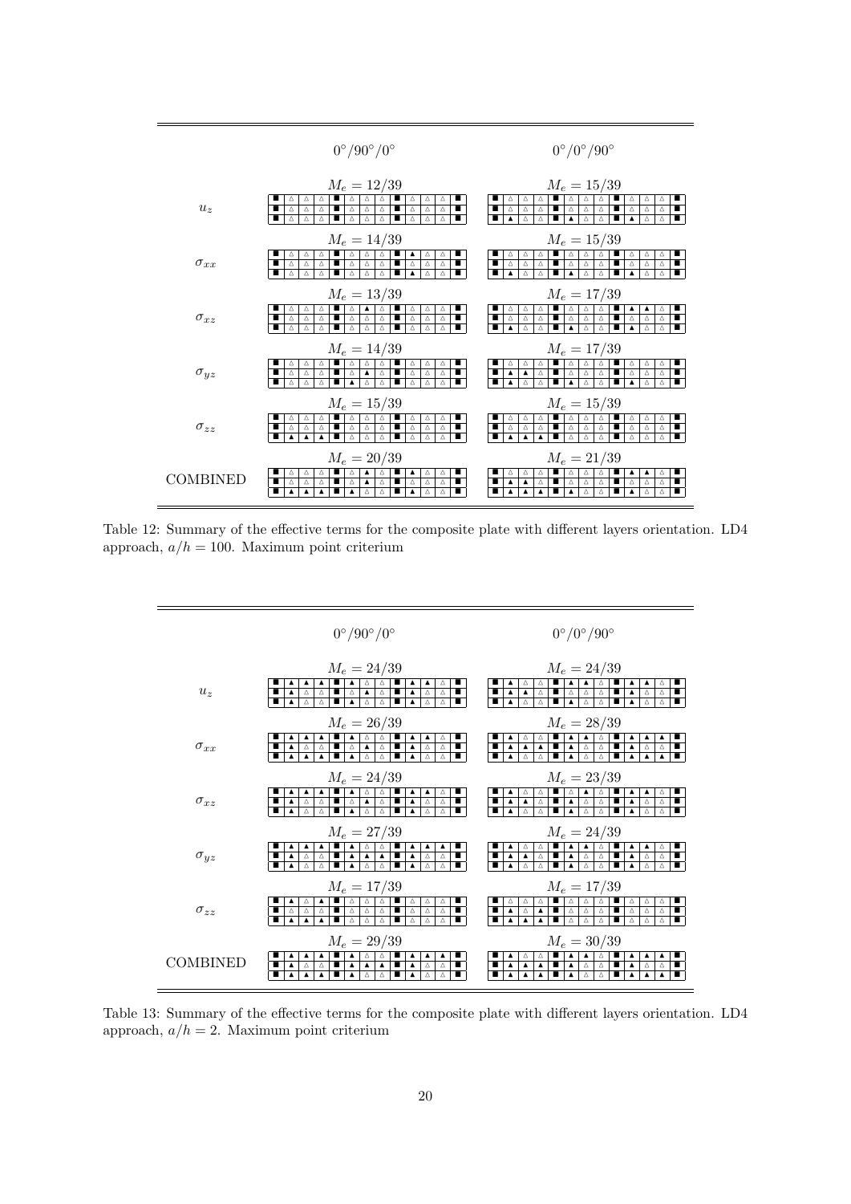| | $0°/90°/0°$ | $0°/0°/90°$ |
|---|---|---|
| $u_z$ | $M_e = 12/39$ | $M_e = 15/39$ |
| $\sigma_{xx}$ | $M_e = 14/39$ | $M_e = 15/39$ |
| $\sigma_{xz}$ | $M_e = 13/39$ | $M_e = 17/39$ |
| $\sigma_{yz}$ | $M_e = 14/39$ | $M_e = 17/39$ |
| $\sigma_{zz}$ | $M_e = 15/39$ | $M_e = 15/39$ |
| COMBINED | $M_e = 20/39$ | $M_e = 21/39$ |

Table 12: Summary of the effective terms for the composite plate with different layers orientation. LD4 approach, $a/h = 100$. Maximum point criterium

| | $0°/90°/0°$ | $0°/0°/90°$ |
|---|---|---|
| $u_z$ | $M_e = 24/39$ | $M_e = 24/39$ |
| $\sigma_{xx}$ | $M_e = 26/39$ | $M_e = 28/39$ |
| $\sigma_{xz}$ | $M_e = 24/39$ | $M_e = 23/39$ |
| $\sigma_{yz}$ | $M_e = 27/39$ | $M_e = 24/39$ |
| $\sigma_{zz}$ | $M_e = 17/39$ | $M_e = 17/39$ |
| COMBINED | $M_e = 29/39$ | $M_e = 30/39$ |

Table 13: Summary of the effective terms for the composite plate with different layers orientation. LD4 approach, $a/h = 2$. Maximum point criterium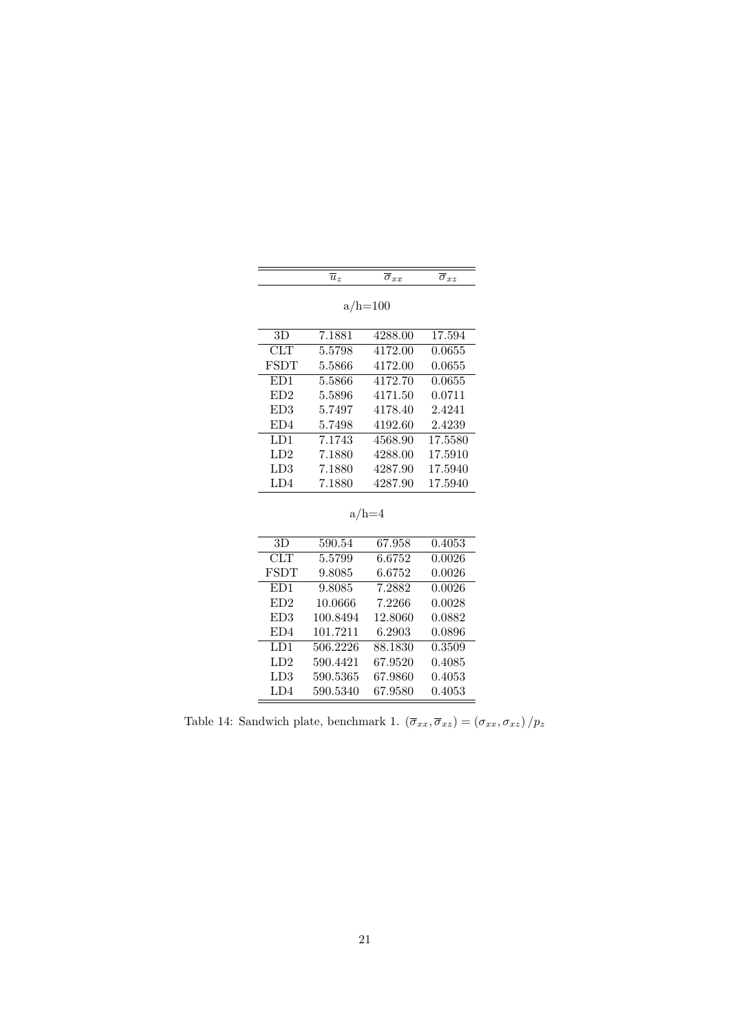| | $\overline{u}_z$ | $\overline{\sigma}_{xx}$ | $\overline{\sigma}_{xz}$ |
|---|---|---|---|
| | a/h=100 | | |
| 3D | 7.1881 | 4288.00 | 17.594 |
| CLT | 5.5798 | 4172.00 | 0.0655 |
| FSDT | 5.5866 | 4172.00 | 0.0655 |
| ED1 | 5.5866 | 4172.70 | 0.0655 |
| ED2 | 5.5896 | 4171.50 | 0.0711 |
| ED3 | 5.7497 | 4178.40 | 2.4241 |
| ED4 | 5.7498 | 4192.60 | 2.4239 |
| LD1 | 7.1743 | 4568.90 | 17.5580 |
| LD2 | 7.1880 | 4288.00 | 17.5910 |
| LD3 | 7.1880 | 4287.90 | 17.5940 |
| LD4 | 7.1880 | 4287.90 | 17.5940 |
| | a/h=4 | | |
| 3D | 590.54 | 67.958 | 0.4053 |
| CLT | 5.5799 | 6.6752 | 0.0026 |
| FSDT | 9.8085 | 6.6752 | 0.0026 |
| ED1 | 9.8085 | 7.2882 | 0.0026 |
| ED2 | 10.0666 | 7.2266 | 0.0028 |
| ED3 | 100.8494 | 12.8060 | 0.0882 |
| ED4 | 101.7211 | 6.2903 | 0.0896 |
| LD1 | 506.2226 | 88.1830 | 0.3509 |
| LD2 | 590.4421 | 67.9520 | 0.4085 |
| LD3 | 590.5365 | 67.9860 | 0.4053 |
| LD4 | 590.5340 | 67.9580 | 0.4053 |

Table 14: Sandwich plate, benchmark 1. $(\overline{\sigma}_{xx}, \overline{\sigma}_{xz}) = (\sigma_{xx}, \sigma_{xz})/p_z$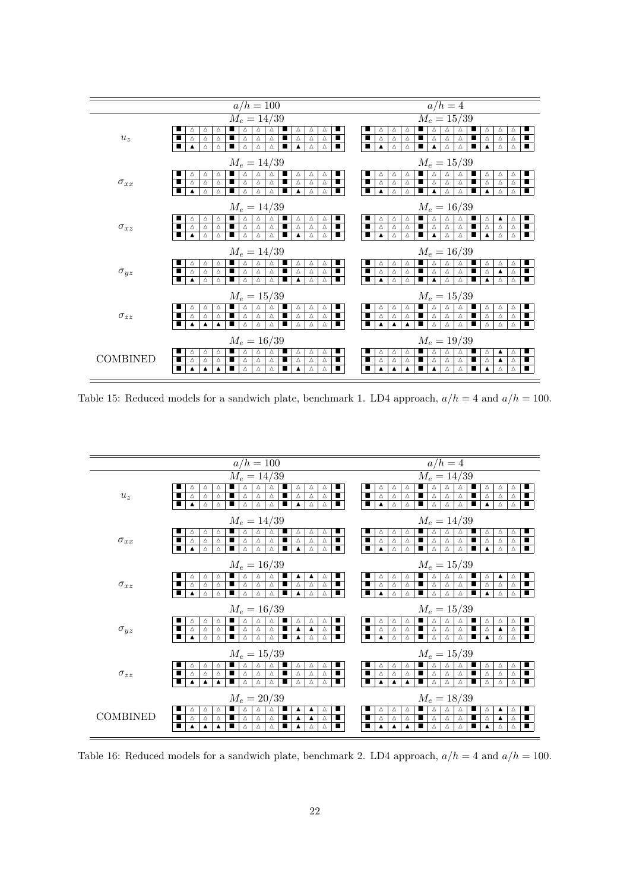| | $a/h = 100$ | $a/h = 4$ |
|---|---|---|
| $u_z$ | $M_e = 14/39$<br>■ △ △ △ ■ △ △ △ ■ △ △ △ ■<br>■ △ △ △ ■ △ △ △ ■ △ △ △ ■<br>■ ▲ △ △ ■ △ △ △ ■ ▲ △ △ ■ | $M_e = 15/39$<br>■ △ △ △ ■ △ △ △ ■ △ △ △ ■<br>■ △ △ △ ■ △ △ △ ■ △ △ △ ■<br>■ ▲ △ △ ■ ▲ △ △ ■ ▲ △ △ ■ |
| $\sigma_{xx}$ | $M_e = 14/39$<br>■ △ △ △ ■ △ △ △ ■ △ △ △ ■<br>■ △ △ △ ■ △ △ △ ■ △ △ △ ■<br>■ ▲ △ △ ■ △ △ △ ■ ▲ △ △ ■ | $M_e = 15/39$<br>■ △ △ △ ■ △ △ △ ■ △ △ △ ■<br>■ △ △ △ ■ △ △ △ ■ △ △ △ ■<br>■ ▲ △ △ ■ ▲ △ △ ■ ▲ △ △ ■ |
| $\sigma_{xz}$ | $M_e = 14/39$<br>■ △ △ △ ■ △ △ △ ■ △ △ △ ■<br>■ △ △ △ ■ △ △ △ ■ △ △ △ ■<br>■ ▲ △ △ ■ △ △ △ ■ ▲ △ △ ■ | $M_e = 16/39$<br>■ △ △ △ ■ △ △ △ ■ △ ▲ △ ■<br>■ △ △ △ ■ △ △ △ ■ △ △ △ ■<br>■ ▲ △ △ ■ ▲ △ △ ■ ▲ △ △ ■ |
| $\sigma_{yz}$ | $M_e = 14/39$<br>■ △ △ △ ■ △ △ △ ■ △ △ △ ■<br>■ △ △ △ ■ △ △ △ ■ △ △ △ ■<br>■ ▲ △ △ ■ △ △ △ ■ ▲ △ △ ■ | $M_e = 16/39$<br>■ △ △ △ ■ △ △ △ ■ △ △ △ ■<br>■ △ △ △ ■ △ △ △ ■ △ ▲ △ ■<br>■ ▲ △ △ ■ ▲ △ △ ■ ▲ △ △ ■ |
| $\sigma_{zz}$ | $M_e = 15/39$<br>■ △ △ △ ■ △ △ △ ■ △ △ △ ■<br>■ △ △ △ ■ △ △ △ ■ △ △ △ ■<br>■ ▲ ▲ ▲ ■ △ △ △ ■ △ △ △ ■ | $M_e = 15/39$<br>■ △ △ △ ■ △ △ △ ■ △ △ △ ■<br>■ △ △ △ ■ △ △ △ ■ △ △ △ ■<br>■ ▲ ▲ ▲ ■ △ △ △ ■ △ △ △ ■ |
| COMBINED | $M_e = 16/39$<br>■ △ △ △ ■ △ △ △ ■ △ △ △ ■<br>■ △ △ △ ■ △ △ △ ■ △ △ △ ■<br>■ ▲ ▲ ▲ ■ △ △ △ ■ ▲ △ △ ■ | $M_e = 19/39$<br>■ △ △ △ ■ △ △ △ ■ △ ▲ △ ■<br>■ △ △ △ ■ △ △ △ ■ △ ▲ △ ■<br>■ ▲ ▲ ▲ ■ ▲ △ △ ■ ▲ △ △ ■ |

Table 15: Reduced models for a sandwich plate, benchmark 1. LD4 approach, $a/h = 4$ and $a/h = 100$.

| | $a/h = 100$ | $a/h = 4$ |
|---|---|---|
| $u_z$ | $M_e = 14/39$<br>■ △ △ △ ■ △ △ △ ■ △ △ △ ■<br>■ △ △ △ ■ △ △ △ ■ △ △ △ ■<br>■ ▲ △ △ ■ △ △ △ ■ ▲ △ △ ■ | $M_e = 14/39$<br>■ △ △ △ ■ △ △ △ ■ △ △ △ ■<br>■ △ △ △ ■ △ △ △ ■ △ △ △ ■<br>■ ▲ △ △ ■ △ △ △ ■ ▲ △ △ ■ |
| $\sigma_{xx}$ | $M_e = 14/39$<br>■ △ △ △ ■ △ △ △ ■ △ △ △ ■<br>■ △ △ △ ■ △ △ △ ■ △ △ △ ■<br>■ ▲ △ △ ■ △ △ △ ■ ▲ △ △ ■ | $M_e = 14/39$<br>■ △ △ △ ■ △ △ △ ■ △ △ △ ■<br>■ △ △ △ ■ △ △ △ ■ △ △ △ ■<br>■ ▲ △ △ ■ △ △ △ ■ ▲ △ △ ■ |
| $\sigma_{xz}$ | $M_e = 16/39$<br>■ △ △ △ ■ △ △ △ ■ ▲ ▲ △ ■<br>■ △ △ △ ■ △ △ △ ■ △ △ △ ■<br>■ ▲ △ △ ■ △ △ △ ■ ▲ △ △ ■ | $M_e = 15/39$<br>■ △ △ △ ■ △ △ △ ■ △ ▲ △ ■<br>■ △ △ △ ■ △ △ △ ■ △ △ △ ■<br>■ ▲ △ △ ■ △ △ △ ■ ▲ △ △ ■ |
| $\sigma_{yz}$ | $M_e = 16/39$<br>■ △ △ △ ■ △ △ △ ■ △ △ △ ■<br>■ △ △ △ ■ △ △ △ ■ ▲ ▲ △ ■<br>■ ▲ △ △ ■ △ △ △ ■ ▲ △ △ ■ | $M_e = 15/39$<br>■ △ △ △ ■ △ △ △ ■ △ △ △ ■<br>■ △ △ △ ■ △ △ △ ■ △ ▲ △ ■<br>■ ▲ △ △ ■ △ △ △ ■ ▲ △ △ ■ |
| $\sigma_{zz}$ | $M_e = 15/39$<br>■ △ △ △ ■ △ △ △ ■ △ △ △ ■<br>■ △ △ △ ■ △ △ △ ■ △ △ △ ■<br>■ ▲ ▲ ▲ ■ △ △ △ ■ △ △ △ ■ | $M_e = 15/39$<br>■ △ △ △ ■ △ △ △ ■ △ △ △ ■<br>■ △ △ △ ■ △ △ △ ■ △ △ △ ■<br>■ ▲ ▲ ▲ ■ △ △ △ ■ △ △ △ ■ |
| COMBINED | $M_e = 20/39$<br>■ △ △ △ ■ △ △ △ ■ ▲ ▲ △ ■<br>■ △ △ △ ■ △ △ △ ■ ▲ ▲ △ ■<br>■ ▲ ▲ ▲ ■ △ △ △ ■ ▲ △ △ ■ | $M_e = 18/39$<br>■ △ △ △ ■ △ △ △ ■ △ ▲ △ ■<br>■ △ △ △ ■ △ △ △ ■ △ ▲ △ ■<br>■ ▲ ▲ ▲ ■ △ △ △ ■ ▲ △ △ ■ |

Table 16: Reduced models for a sandwich plate, benchmark 2. LD4 approach, $a/h = 4$ and $a/h = 100$.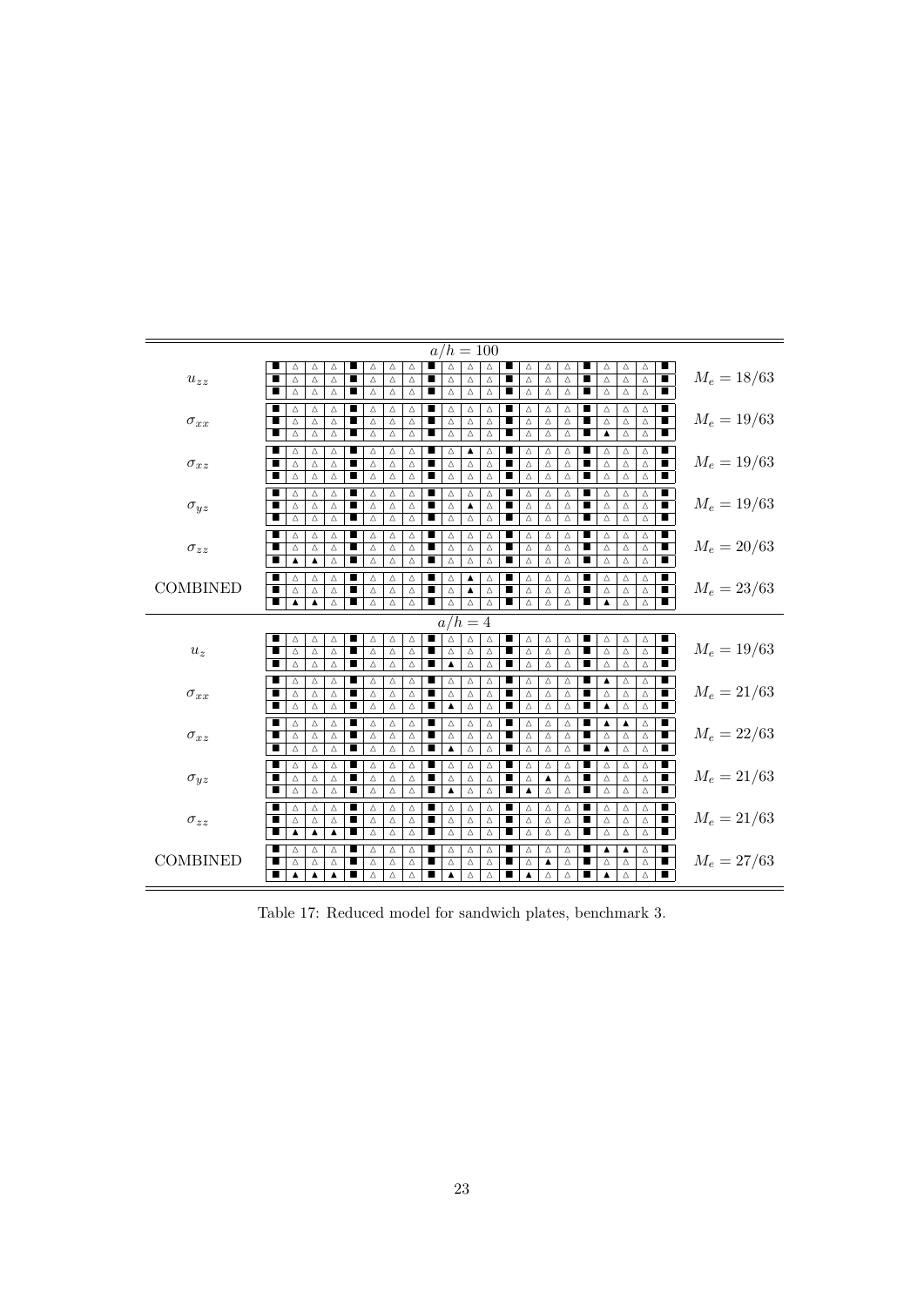| | | Layout | $M_e$ |
|---|---|---|---|
| $a/h = 100$ | | | |
| $u_{zz}$ | 1 | ■ △ △ △ ■ △ △ △ ■ △ △ △ ■ △ △ △ ■ △ △ △ ■ | $M_e = 18/63$ |
| | 2 | ■ △ △ △ ■ △ △ △ ■ △ △ △ ■ △ △ △ ■ △ △ △ ■ | |
| | 3 | ■ △ △ △ ■ △ △ △ ■ △ △ △ ■ △ △ △ ■ △ △ △ ■ | |
| $\sigma_{xx}$ | 1 | ■ △ △ △ ■ △ △ △ ■ △ △ △ ■ △ △ △ ■ △ △ △ ■ | $M_e = 19/63$ |
| | 2 | ■ △ △ △ ■ △ △ △ ■ △ △ △ ■ △ △ △ ■ △ △ △ ■ | |
| | 3 | ■ △ △ △ ■ △ △ △ ■ △ △ △ ■ △ △ △ ■ ▲ △ △ ■ | |
| $\sigma_{xz}$ | 1 | ■ △ △ △ ■ △ △ △ ■ △ ▲ △ ■ △ △ △ ■ △ △ △ ■ | $M_e = 19/63$ |
| | 2 | ■ △ △ △ ■ △ △ △ ■ △ △ △ ■ △ △ △ ■ △ △ △ ■ | |
| | 3 | ■ △ △ △ ■ △ △ △ ■ △ △ △ ■ △ △ △ ■ △ △ △ ■ | |
| $\sigma_{yz}$ | 1 | ■ △ △ △ ■ △ △ △ ■ △ △ △ ■ △ △ △ ■ △ △ △ ■ | $M_e = 19/63$ |
| | 2 | ■ △ △ △ ■ △ △ △ ■ △ ▲ △ ■ △ △ △ ■ △ △ △ ■ | |
| | 3 | ■ △ △ △ ■ △ △ △ ■ △ △ △ ■ △ △ △ ■ △ △ △ ■ | |
| $\sigma_{zz}$ | 1 | ■ △ △ △ ■ △ △ △ ■ △ △ △ ■ △ △ △ ■ △ △ △ ■ | $M_e = 20/63$ |
| | 2 | ■ △ △ △ ■ △ △ △ ■ △ △ △ ■ △ △ △ ■ △ △ △ ■ | |
| | 3 | ■ ▲ ▲ △ ■ △ △ △ ■ △ △ △ ■ △ △ △ ■ △ △ △ ■ | |
| COMBINED | 1 | ■ △ △ △ ■ △ △ △ ■ △ ▲ △ ■ △ △ △ ■ △ △ △ ■ | $M_e = 23/63$ |
| | 2 | ■ △ △ △ ■ △ △ △ ■ △ ▲ △ ■ △ △ △ ■ △ △ △ ■ | |
| | 3 | ■ ▲ ▲ △ ■ △ △ △ ■ △ △ △ ■ △ △ △ ■ ▲ △ △ ■ | |
| $a/h = 4$ | | | |
| $u_z$ | 1 | ■ △ △ △ ■ △ △ △ ■ △ △ △ ■ △ △ △ ■ △ △ △ ■ | $M_e = 19/63$ |
| | 2 | ■ △ △ △ ■ △ △ △ ■ △ △ △ ■ △ △ △ ■ △ △ △ ■ | |
| | 3 | ■ △ △ △ ■ △ △ △ ■ ▲ △ △ ■ △ △ △ ■ △ △ △ ■ | |
| $\sigma_{xx}$ | 1 | ■ △ △ △ ■ △ △ △ ■ △ △ △ ■ △ △ △ ■ ▲ △ △ ■ | $M_e = 21/63$ |
| | 2 | ■ △ △ △ ■ △ △ △ ■ △ △ △ ■ △ △ △ ■ △ △ △ ■ | |
| | 3 | ■ △ △ △ ■ △ △ △ ■ ▲ △ △ ■ △ △ △ ■ ▲ △ △ ■ | |
| $\sigma_{xz}$ | 1 | ■ △ △ △ ■ △ △ △ ■ △ △ △ ■ △ △ △ ■ ▲ ▲ △ ■ | $M_e = 22/63$ |
| | 2 | ■ △ △ △ ■ △ △ △ ■ △ △ △ ■ △ △ △ ■ △ △ △ ■ | |
| | 3 | ■ △ △ △ ■ △ △ △ ■ ▲ △ △ ■ △ △ △ ■ ▲ △ △ ■ | |
| $\sigma_{yz}$ | 1 | ■ △ △ △ ■ △ △ △ ■ △ △ △ ■ △ △ △ ■ △ △ △ ■ | $M_e = 21/63$ |
| | 2 | ■ △ △ △ ■ △ △ △ ■ △ △ △ ■ △ ▲ △ ■ △ △ △ ■ | |
| | 3 | ■ △ △ △ ■ △ △ △ ■ ▲ △ △ ■ ▲ △ △ ■ △ △ △ ■ | |
| $\sigma_{zz}$ | 1 | ■ △ △ △ ■ △ △ △ ■ △ △ △ ■ △ △ △ ■ △ △ △ ■ | $M_e = 21/63$ |
| | 2 | ■ △ △ △ ■ △ △ △ ■ △ △ △ ■ △ △ △ ■ △ △ △ ■ | |
| | 3 | ■ ▲ ▲ ▲ ■ △ △ △ ■ △ △ △ ■ △ △ △ ■ △ △ △ ■ | |
| COMBINED | 1 | ■ △ △ △ ■ △ △ △ ■ △ △ △ ■ △ △ △ ■ ▲ ▲ △ ■ | $M_e = 27/63$ |
| | 2 | ■ △ △ △ ■ △ △ △ ■ △ △ △ ■ △ ▲ △ ■ △ △ △ ■ | |
| | 3 | ■ ▲ ▲ ▲ ■ △ △ △ ■ ▲ △ △ ■ ▲ △ △ ■ ▲ △ △ ■ | |

Table 17: Reduced model for sandwich plates, benchmark 3.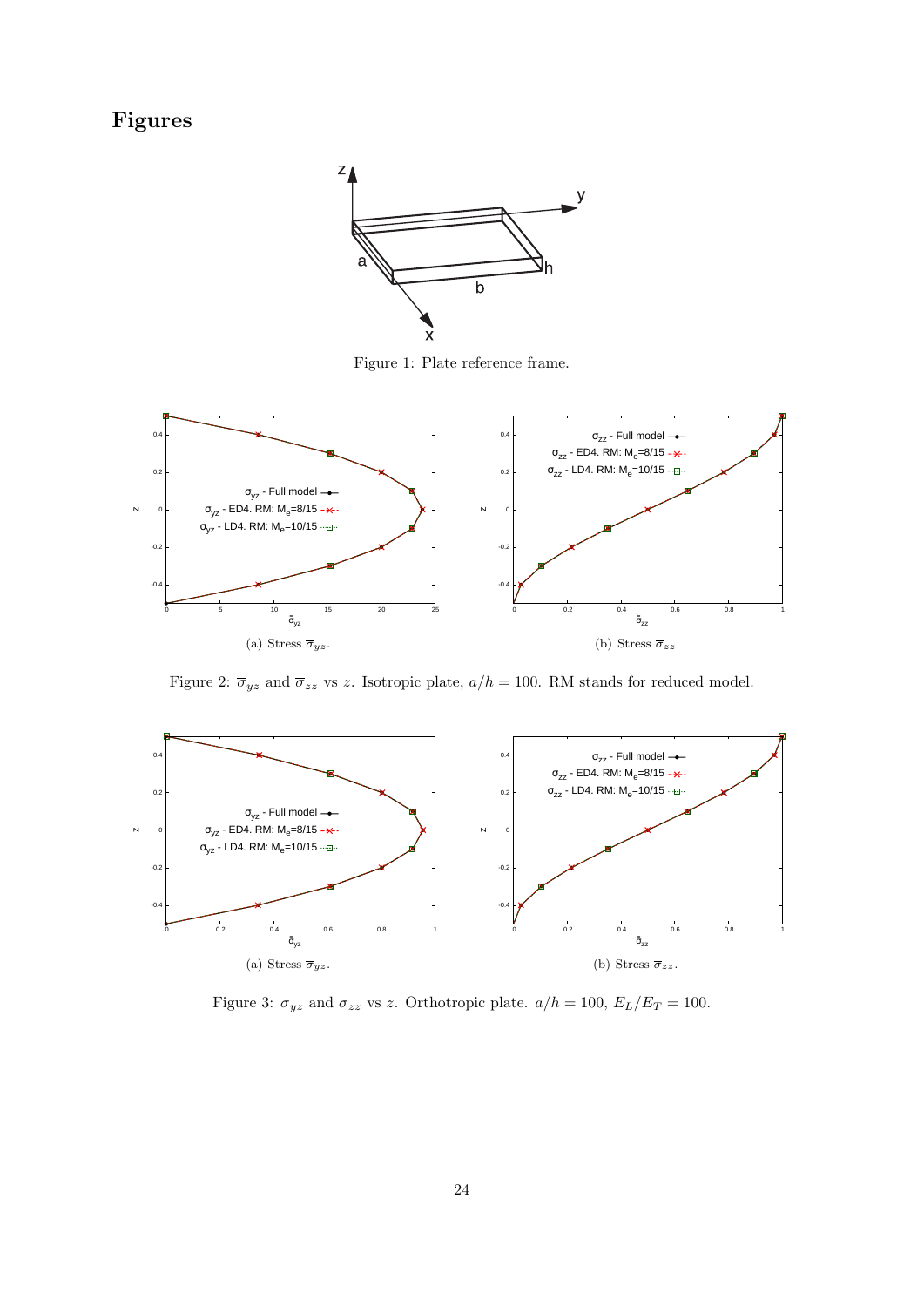# Figures

Figure 1: Plate reference frame.

(a) Stress $\overline{\sigma}_{yz}$.

(b) Stress $\overline{\sigma}_{zz}$

Figure 2: $\overline{\sigma}_{yz}$ and $\overline{\sigma}_{zz}$ vs $z$. Isotropic plate, $a/h = 100$. RM stands for reduced model.

(a) Stress $\overline{\sigma}_{yz}$.

(b) Stress $\overline{\sigma}_{zz}$.

Figure 3: $\overline{\sigma}_{yz}$ and $\overline{\sigma}_{zz}$ vs $z$. Orthotropic plate. $a/h = 100$, $E_L/E_T = 100$.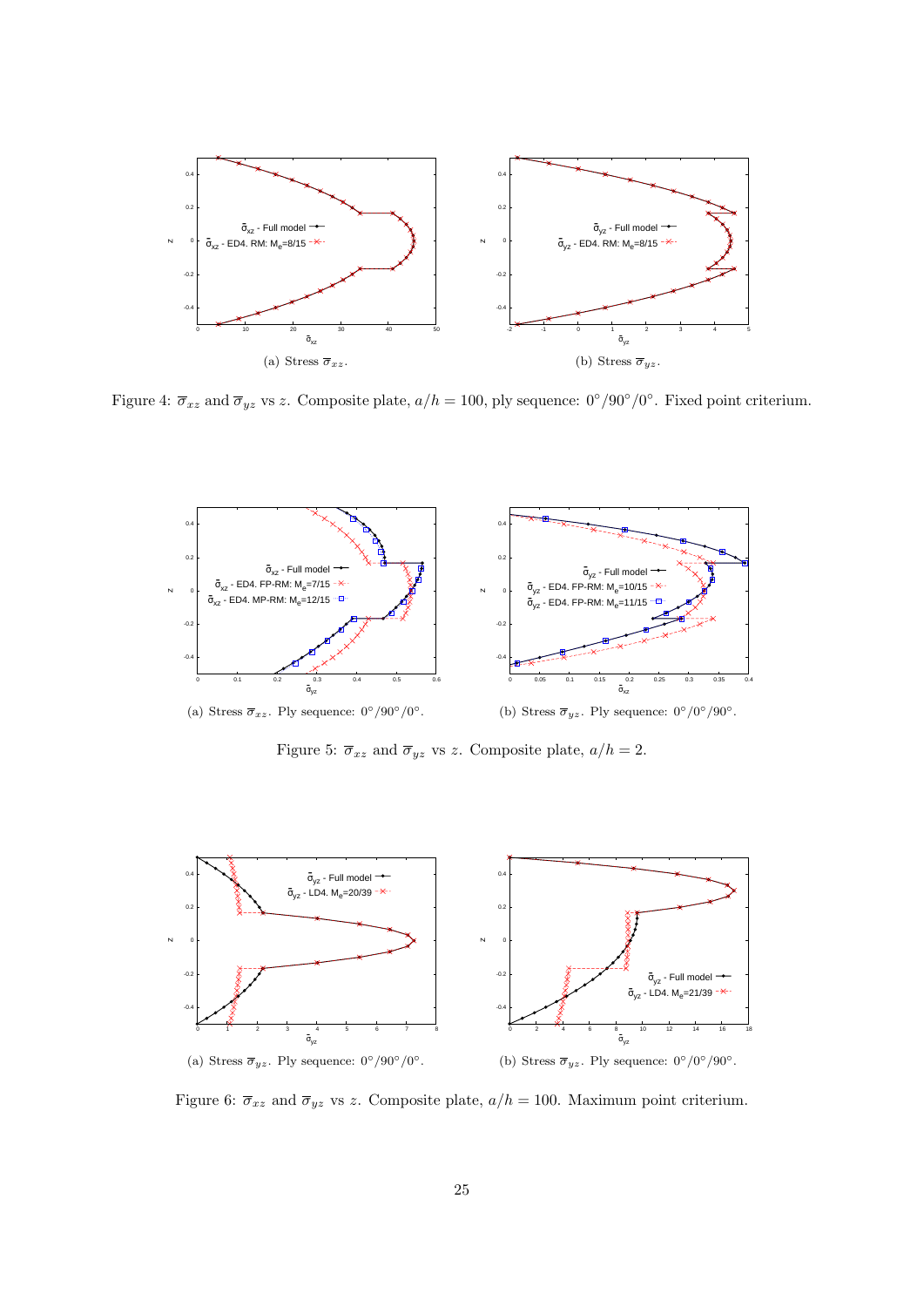(a) Stress $\overline{\sigma}_{xz}$.

(b) Stress $\overline{\sigma}_{yz}$.

Figure 4: $\overline{\sigma}_{xz}$ and $\overline{\sigma}_{yz}$ vs $z$. Composite plate, $a/h = 100$, ply sequence: $0°/90°/0°$. Fixed point criterium.

(a) Stress $\overline{\sigma}_{xz}$. Ply sequence: $0°/90°/0°$.

(b) Stress $\overline{\sigma}_{yz}$. Ply sequence: $0°/0°/90°$.

Figure 5: $\overline{\sigma}_{xz}$ and $\overline{\sigma}_{yz}$ vs $z$. Composite plate, $a/h = 2$.

(a) Stress $\overline{\sigma}_{yz}$. Ply sequence: $0°/90°/0°$.

(b) Stress $\overline{\sigma}_{yz}$. Ply sequence: $0°/0°/90°$.

Figure 6: $\overline{\sigma}_{xz}$ and $\overline{\sigma}_{yz}$ vs $z$. Composite plate, $a/h = 100$. Maximum point criterium.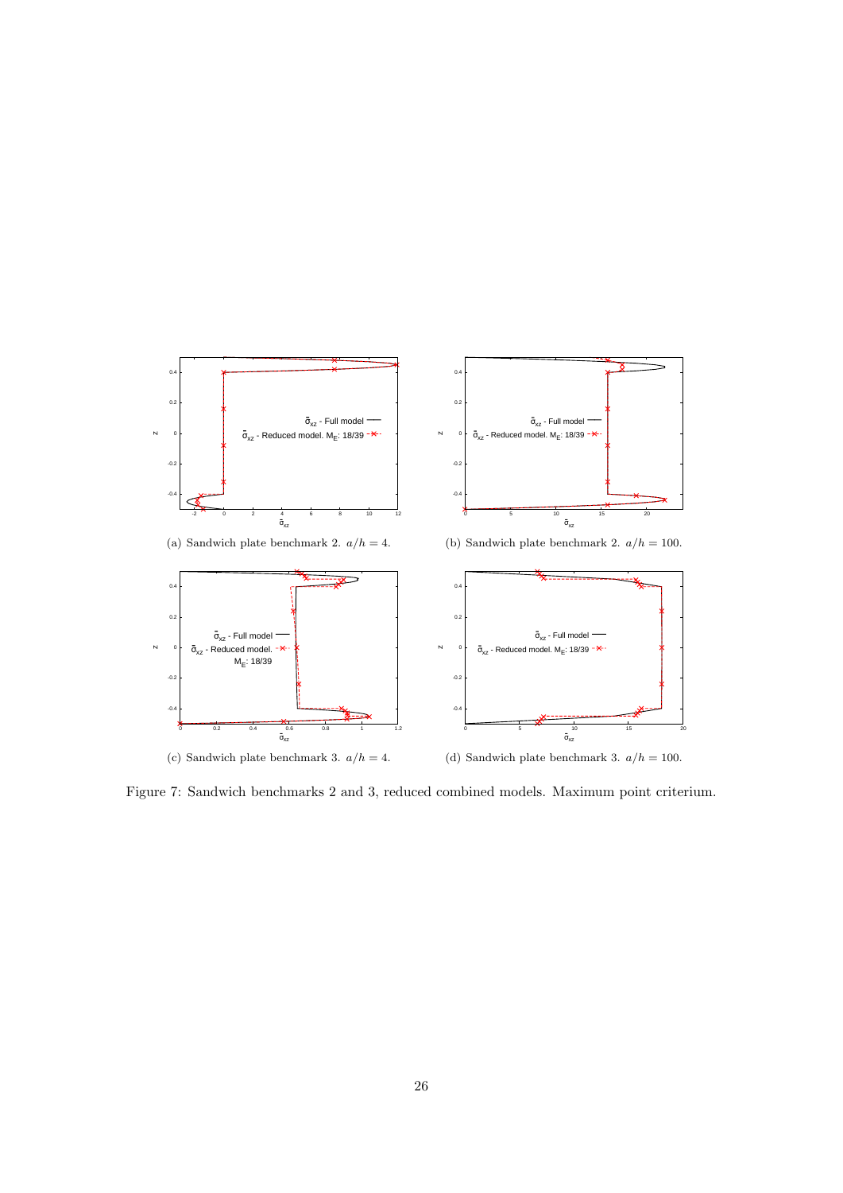$\bar{\sigma}_{xz}$ - Full model
$\bar{\sigma}_{xz}$ - Reduced model. $M_E$: 18/39

z

$\bar{\sigma}_{xz}$

(a) Sandwich plate benchmark 2. $a/h = 4$.

$\bar{\sigma}_{xz}$ - Full model
$\bar{\sigma}_{xz}$ - Reduced model. $M_E$: 18/39

z

$\bar{\sigma}_{xz}$

(b) Sandwich plate benchmark 2. $a/h = 100$.

$\bar{\sigma}_{xz}$ - Full model
$\bar{\sigma}_{xz}$ - Reduced model. $M_E$: 18/39

z

$\bar{\sigma}_{xz}$

(c) Sandwich plate benchmark 3. $a/h = 4$.

$\bar{\sigma}_{xz}$ - Full model
$\bar{\sigma}_{xz}$ - Reduced model. $M_E$: 18/39

z

$\bar{\sigma}_{xz}$

(d) Sandwich plate benchmark 3. $a/h = 100$.

Figure 7: Sandwich benchmarks 2 and 3, reduced combined models. Maximum point criterium.